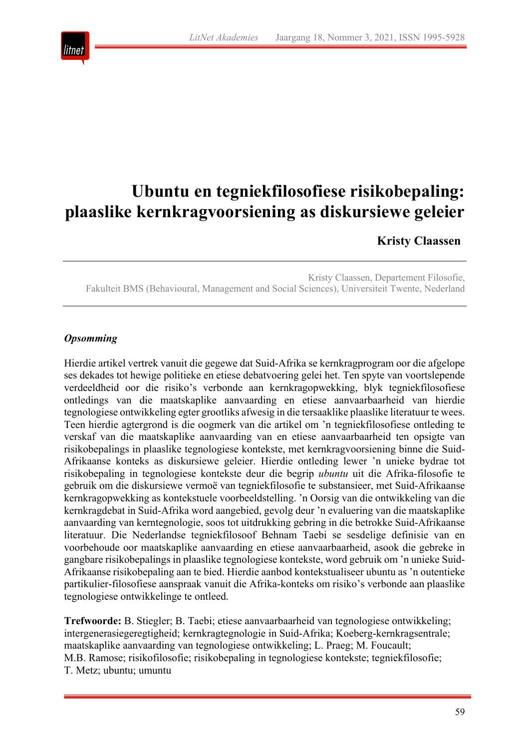# Ubuntu en tegniekfilosofiese risikobepaling: plaaslike kernkragvoorsiening as diskursiewe geleier

**Kristy Claassen**

Kristy Claassen, Departement Filosofie, Fakulteit BMS (Behavioural, Management and Social Sciences), Universiteit Twente, Nederland

***Opsomming***

Hierdie artikel vertrek vanuit die gegewe dat Suid-Afrika se kernkragprogram oor die afgelope ses dekades tot hewige politieke en etiese debatvoering gelei het. Ten spyte van voortslepende verdeeldheid oor die risiko's verbonde aan kernkragopwekking, blyk tegniekfilosofiese ontledings van die maatskaplike aanvaarding en etiese aanvaarbaarheid van hierdie tegnologiese ontwikkeling egter grootliks afwesig in die tersaaklike plaaslike literatuur te wees. Teen hierdie agtergrond is die oogmerk van die artikel om 'n tegniekfilosofiese ontleding te verskaf van die maatskaplike aanvaarding van en etiese aanvaarbaarheid ten opsigte van risikobepalings in plaaslike tegnologiese kontekste, met kernkragvoorsiening binne die Suid-Afrikaanse konteks as diskursiewe geleier. Hierdie ontleding lewer 'n unieke bydrae tot risikobepaling in tegnologiese kontekste deur die begrip *ubuntu* uit die Afrika-filosofie te gebruik om die diskursiewe vermoë van tegniekfilosofie te substansieer, met Suid-Afrikaanse kernkragopwekking as kontekstuele voorbeeldstelling. 'n Oorsig van die ontwikkeling van die kernkragdebat in Suid-Afrika word aangebied, gevolg deur 'n evaluering van die maatskaplike aanvaarding van kerntegnologie, soos tot uitdrukking gebring in die betrokke Suid-Afrikaanse literatuur. Die Nederlandse tegniekfilosoof Behnam Taebi se sesdelige definisie van en voorbehoude oor maatskaplike aanvaarding en etiese aanvaarbaarheid, asook die gebreke in gangbare risikobepalings in plaaslike tegnologiese kontekste, word gebruik om 'n unieke Suid-Afrikaanse risikobepaling aan te bied. Hierdie aanbod kontekstualiseer ubuntu as 'n outentieke partikulier-filosofiese aanspraak vanuit die Afrika-konteks om risiko's verbonde aan plaaslike tegnologiese ontwikkelinge te ontleed.

**Trefwoorde:** B. Stiegler; B. Taebi; etiese aanvaarbaarheid van tegnologiese ontwikkeling; intergenerasiegeregtigheid; kernkragtegnologie in Suid-Afrika; Koeberg-kernkragsentrale; maatskaplike aanvaarding van tegnologiese ontwikkeling; L. Praeg; M. Foucault; M.B. Ramose; risikofilosofie; risikobepaling in tegnologiese kontekste; tegniekfilosofie; T. Metz; ubuntu; umuntu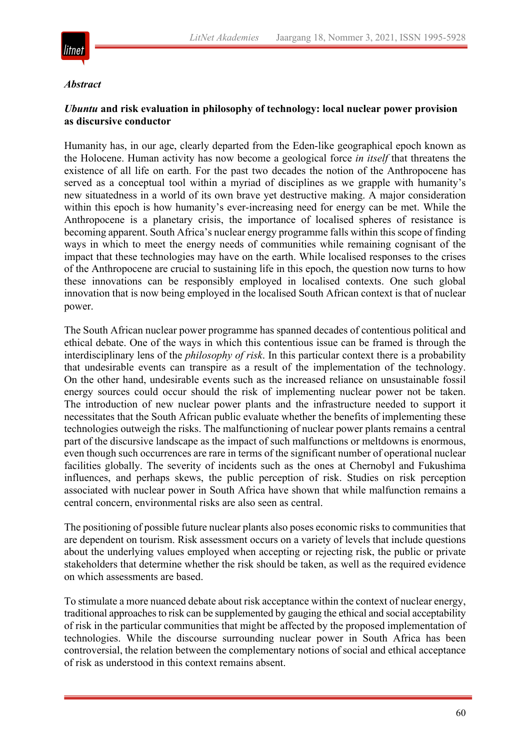***Abstract***

***Ubuntu* and risk evaluation in philosophy of technology: local nuclear power provision as discursive conductor**

Humanity has, in our age, clearly departed from the Eden-like geographical epoch known as the Holocene. Human activity has now become a geological force *in itself* that threatens the existence of all life on earth. For the past two decades the notion of the Anthropocene has served as a conceptual tool within a myriad of disciplines as we grapple with humanity's new situatedness in a world of its own brave yet destructive making. A major consideration within this epoch is how humanity's ever-increasing need for energy can be met. While the Anthropocene is a planetary crisis, the importance of localised spheres of resistance is becoming apparent. South Africa's nuclear energy programme falls within this scope of finding ways in which to meet the energy needs of communities while remaining cognisant of the impact that these technologies may have on the earth. While localised responses to the crises of the Anthropocene are crucial to sustaining life in this epoch, the question now turns to how these innovations can be responsibly employed in localised contexts. One such global innovation that is now being employed in the localised South African context is that of nuclear power.

The South African nuclear power programme has spanned decades of contentious political and ethical debate. One of the ways in which this contentious issue can be framed is through the interdisciplinary lens of the *philosophy of risk*. In this particular context there is a probability that undesirable events can transpire as a result of the implementation of the technology. On the other hand, undesirable events such as the increased reliance on unsustainable fossil energy sources could occur should the risk of implementing nuclear power not be taken. The introduction of new nuclear power plants and the infrastructure needed to support it necessitates that the South African public evaluate whether the benefits of implementing these technologies outweigh the risks. The malfunctioning of nuclear power plants remains a central part of the discursive landscape as the impact of such malfunctions or meltdowns is enormous, even though such occurrences are rare in terms of the significant number of operational nuclear facilities globally. The severity of incidents such as the ones at Chernobyl and Fukushima influences, and perhaps skews, the public perception of risk. Studies on risk perception associated with nuclear power in South Africa have shown that while malfunction remains a central concern, environmental risks are also seen as central.

The positioning of possible future nuclear plants also poses economic risks to communities that are dependent on tourism. Risk assessment occurs on a variety of levels that include questions about the underlying values employed when accepting or rejecting risk, the public or private stakeholders that determine whether the risk should be taken, as well as the required evidence on which assessments are based.

To stimulate a more nuanced debate about risk acceptance within the context of nuclear energy, traditional approaches to risk can be supplemented by gauging the ethical and social acceptability of risk in the particular communities that might be affected by the proposed implementation of technologies. While the discourse surrounding nuclear power in South Africa has been controversial, the relation between the complementary notions of social and ethical acceptance of risk as understood in this context remains absent.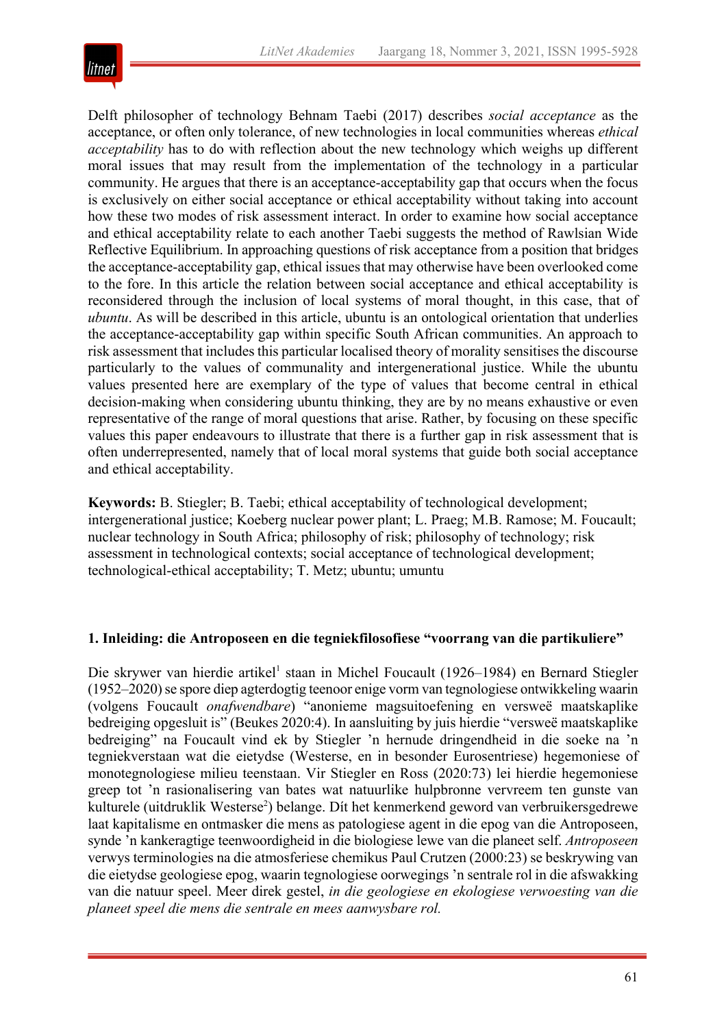Delft philosopher of technology Behnam Taebi (2017) describes *social acceptance* as the acceptance, or often only tolerance, of new technologies in local communities whereas *ethical acceptability* has to do with reflection about the new technology which weighs up different moral issues that may result from the implementation of the technology in a particular community. He argues that there is an acceptance-acceptability gap that occurs when the focus is exclusively on either social acceptance or ethical acceptability without taking into account how these two modes of risk assessment interact. In order to examine how social acceptance and ethical acceptability relate to each another Taebi suggests the method of Rawlsian Wide Reflective Equilibrium. In approaching questions of risk acceptance from a position that bridges the acceptance-acceptability gap, ethical issues that may otherwise have been overlooked come to the fore. In this article the relation between social acceptance and ethical acceptability is reconsidered through the inclusion of local systems of moral thought, in this case, that of *ubuntu*. As will be described in this article, ubuntu is an ontological orientation that underlies the acceptance-acceptability gap within specific South African communities. An approach to risk assessment that includes this particular localised theory of morality sensitises the discourse particularly to the values of communality and intergenerational justice. While the ubuntu values presented here are exemplary of the type of values that become central in ethical decision-making when considering ubuntu thinking, they are by no means exhaustive or even representative of the range of moral questions that arise. Rather, by focusing on these specific values this paper endeavours to illustrate that there is a further gap in risk assessment that is often underrepresented, namely that of local moral systems that guide both social acceptance and ethical acceptability.

**Keywords:** B. Stiegler; B. Taebi; ethical acceptability of technological development; intergenerational justice; Koeberg nuclear power plant; L. Praeg; M.B. Ramose; M. Foucault; nuclear technology in South Africa; philosophy of risk; philosophy of technology; risk assessment in technological contexts; social acceptance of technological development; technological-ethical acceptability; T. Metz; ubuntu; umuntu

## 1. Inleiding: die Antroposeen en die tegniekfilosofiese "voorrang van die partikuliere"

Die skrywer van hierdie artikel[1] staan in Michel Foucault (1926–1984) en Bernard Stiegler (1952–2020) se spore diep agterdogtig teenoor enige vorm van tegnologiese ontwikkeling waarin (volgens Foucault *onafwendbare*) "anonieme magsuitoefening en versweë maatskaplike bedreiging opgesluit is" (Beukes 2020:4). In aansluiting by juis hierdie "versweë maatskaplike bedreiging" na Foucault vind ek by Stiegler 'n hernude dringendheid in die soeke na 'n tegniekverstaan wat die eietydse (Westerse, en in besonder Eurosentriese) hegemoniese of monotegnologiese milieu teenstaan. Vir Stiegler en Ross (2020:73) lei hierdie hegemoniese greep tot 'n rasionalisering van bates wat natuurlike hulpbronne vervreem ten gunste van kulturele (uitdruklik Westerse[2]) belange. Dít het kenmerkend geword van verbruikersgedrewe laat kapitalisme en ontmasker die mens as patologiese agent in die epog van die Antroposeen, synde 'n kankeragtige teenwoordigheid in die biologiese lewe van die planeet self. *Antroposeen* verwys terminologies na die atmosferiese chemikus Paul Crutzen (2000:23) se beskrywing van die eietydse geologiese epog, waarin tegnologiese oorwegings 'n sentrale rol in die afswakking van die natuur speel. Meer direk gestel, *in die geologiese en ekologiese verwoesting van die planeet speel die mens die sentrale en mees aanwysbare rol.*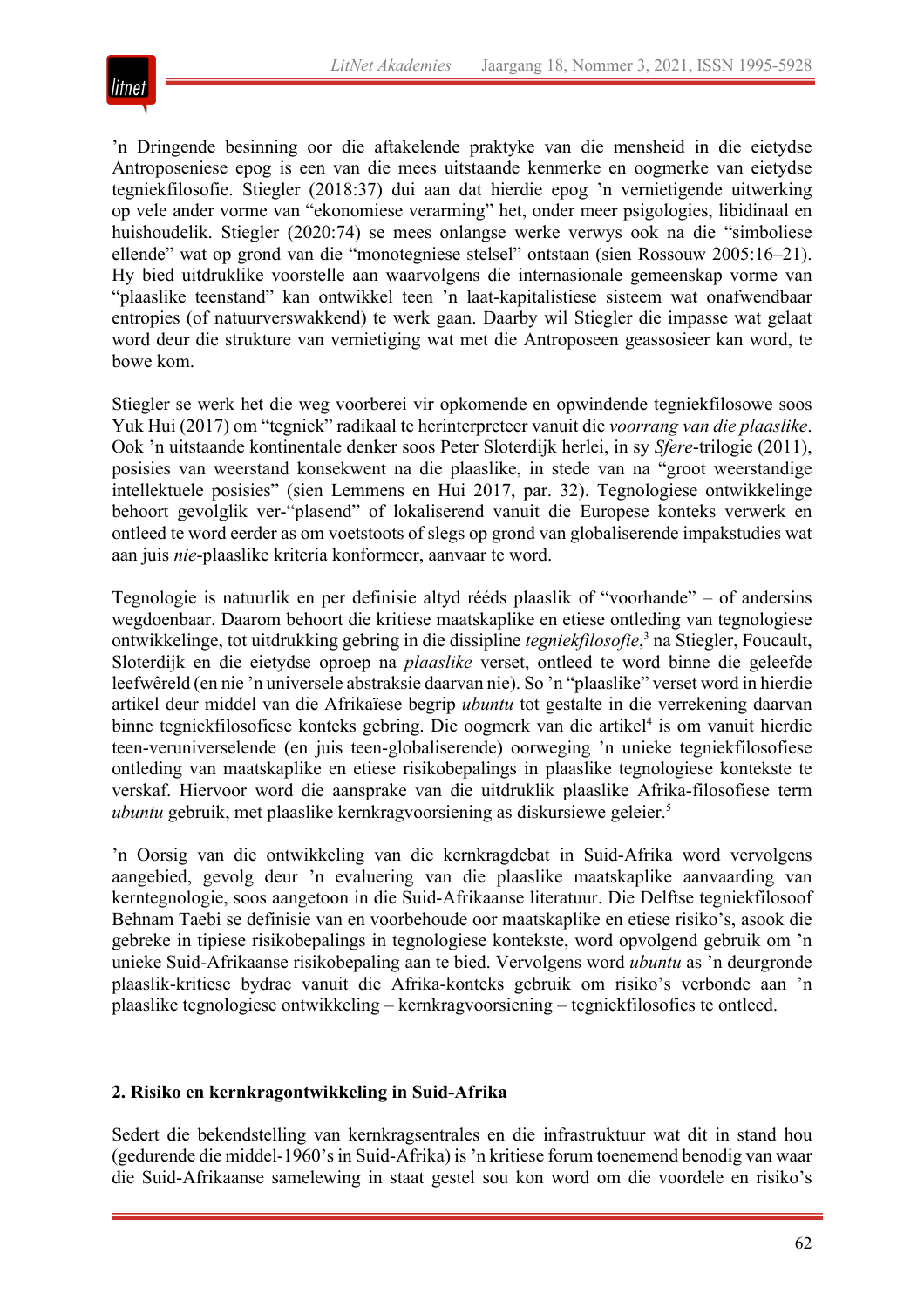’n Dringende besinning oor die aftakelende praktyke van die mensheid in die eietydse Antroposeniese epog is een van die mees uitstaande kenmerke en oogmerke van eietydse tegniekfilosofie. Stiegler (2018:37) dui aan dat hierdie epog ’n vernietigende uitwerking op vele ander vorme van “ekonomiese verarming” het, onder meer psigologies, libidinaal en huishoudelik. Stiegler (2020:74) se mees onlangse werke verwys ook na die “simboliese ellende” wat op grond van die “monotegniese stelsel” ontstaan (sien Rossouw 2005:16–21). Hy bied uitdruklike voorstelle aan waarvolgens die internasionale gemeenskap vorme van “plaaslike teenstand” kan ontwikkel teen ’n laat-kapitalistiese sisteem wat onafwendbaar entropies (of natuurverswakkend) te werk gaan. Daarby wil Stiegler die impasse wat gelaat word deur die strukture van vernietiging wat met die Antroposeen geassosieer kan word, te bowe kom.

Stiegler se werk het die weg voorberei vir opkomende en opwindende tegniekfilosowe soos Yuk Hui (2017) om “tegniek” radikaal te herinterpreteer vanuit die *voorrang van die plaaslike*. Ook ’n uitstaande kontinentale denker soos Peter Sloterdijk herlei, in sy *Sfere*-trilogie (2011), posisies van weerstand konsekwent na die plaaslike, in stede van na “groot weerstandige intellektuele posisies” (sien Lemmens en Hui 2017, par. 32). Tegnologiese ontwikkelinge behoort gevolglik ver-“plasend” of lokaliserend vanuit die Europese konteks verwerk en ontleed te word eerder as om voetstoots of slegs op grond van globaliserende impakstudies wat aan juis *nie*-plaaslike kriteria konformeer, aanvaar te word.

Tegnologie is natuurlik en per definisie altyd rééds plaaslik of “voorhande” – of andersins wegdoenbaar. Daarom behoort die kritiese maatskaplike en etiese ontleding van tegnologiese ontwikkelinge, tot uitdrukking gebring in die dissipline *tegniekfilosofie*,[3] na Stiegler, Foucault, Sloterdijk en die eietydse oproep na *plaaslike* verset, ontleed te word binne die geleefde leefwêreld (en nie ’n universele abstraksie daarvan nie). So ’n “plaaslike” verset word in hierdie artikel deur middel van die Afrikaïese begrip *ubuntu* tot gestalte in die verrekening daarvan binne tegniekfilosofiese konteks gebring. Die oogmerk van die artikel[4] is om vanuit hierdie teen-veruniverselende (en juis teen-globaliserende) oorweging ’n unieke tegniekfilosofiese ontleding van maatskaplike en etiese risikobepalings in plaaslike tegnologiese kontekste te verskaf. Hiervoor word die aansprake van die uitdruklik plaaslike Afrika-filosofiese term *ubuntu* gebruik, met plaaslike kernkragvoorsiening as diskursiewe geleier.[5]

’n Oorsig van die ontwikkeling van die kernkragdebat in Suid-Afrika word vervolgens aangebied, gevolg deur ’n evaluering van die plaaslike maatskaplike aanvaarding van kerntegnologie, soos aangetoon in die Suid-Afrikaanse literatuur. Die Delftse tegniekfilosoof Behnam Taebi se definisie van en voorbehoude oor maatskaplike en etiese risiko’s, asook die gebreke in tipiese risikobepalings in tegnologiese kontekste, word opvolgend gebruik om ’n unieke Suid-Afrikaanse risikobepaling aan te bied. Vervolgens word *ubuntu* as ’n deurgronde plaaslik-kritiese bydrae vanuit die Afrika-konteks gebruik om risiko’s verbonde aan ’n plaaslike tegnologiese ontwikkeling – kernkragvoorsiening – tegniekfilosofies te ontleed.

## 2. Risiko en kernkragontwikkeling in Suid-Afrika

Sedert die bekendstelling van kernkragsentrales en die infrastruktuur wat dit in stand hou (gedurende die middel-1960’s in Suid-Afrika) is ’n kritiese forum toenemend benodig van waar die Suid-Afrikaanse samelewing in staat gestel sou kon word om die voordele en risiko’s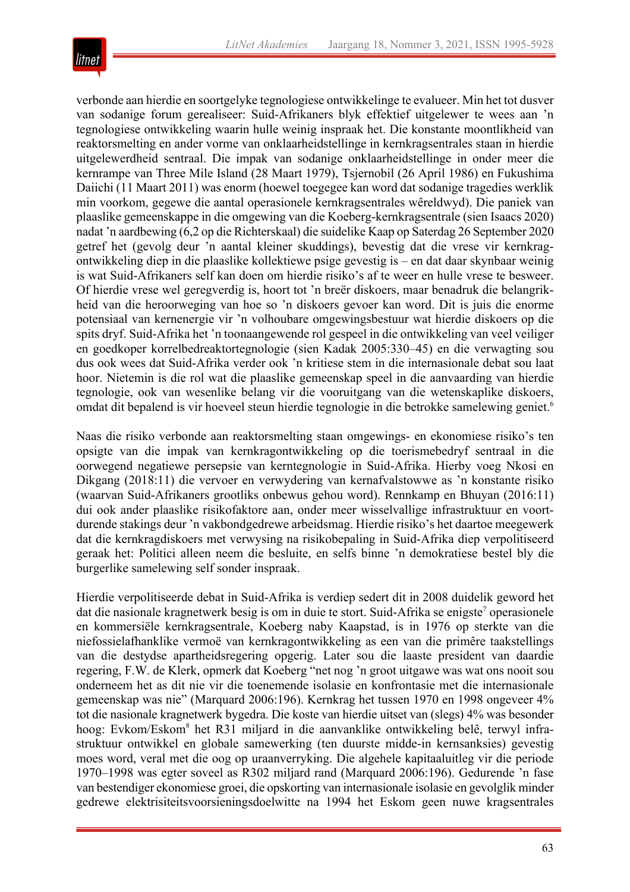verbonde aan hierdie en soortgelyke tegnologiese ontwikkelinge te evalueer. Min het tot dusver van sodanige forum gerealiseer: Suid-Afrikaners blyk effektief uitgelewer te wees aan 'n tegnologiese ontwikkeling waarin hulle weinig inspraak het. Die konstante moontlikheid van reaktorsmelting en ander vorme van onklaarheidstellinge in kernkragsentrales staan in hierdie uitgelewerdheid sentraal. Die impak van sodanige onklaarheidstellinge in onder meer die kernrampe van Three Mile Island (28 Maart 1979), Tsjernobil (26 April 1986) en Fukushima Daiichi (11 Maart 2011) was enorm (hoewel toegegee kan word dat sodanige tragedies werklik min voorkom, gegewe die aantal operasionele kernkragsentrales wêreldwyd). Die paniek van plaaslike gemeenskappe in die omgewing van die Koeberg-kernkragsentrale (sien Isaacs 2020) nadat 'n aardbewing (6,2 op die Richterskaal) die suidelike Kaap op Saterdag 26 September 2020 getref het (gevolg deur 'n aantal kleiner skuddings), bevestig dat die vrese vir kernkrag-ontwikkeling diep in die plaaslike kollektiewe psige gevestig is – en dat daar skynbaar weinig is wat Suid-Afrikaners self kan doen om hierdie risiko's af te weer en hulle vrese te besweer. Of hierdie vrese wel geregverdig is, hoort tot 'n breër diskoers, maar benadruk die belangrikheid van die heroorweging van hoe so 'n diskoers gevoer kan word. Dit is juis die enorme potensiaal van kernenergie vir 'n volhoubare omgewingsbestuur wat hierdie diskoers op die spits dryf. Suid-Afrika het 'n toonaangewende rol gespeel in die ontwikkeling van veel veiliger en goedkoper korrelbedreaktortegnologie (sien Kadak 2005:330–45) en die verwagting sou dus ook wees dat Suid-Afrika verder ook 'n kritiese stem in die internasionale debat sou laat hoor. Nietemin is die rol wat die plaaslike gemeenskap speel in die aanvaarding van hierdie tegnologie, ook van wesenlike belang vir die vooruitgang van die wetenskaplike diskoers, omdat dit bepalend is vir hoeveel steun hierdie tegnologie in die betrokke samelewing geniet.[6]

Naas die risiko verbonde aan reaktorsmelting staan omgewings- en ekonomiese risiko's ten opsigte van die impak van kernkragontwikkeling op die toerismebedryf sentraal in die oorwegend negatiewe persepsie van kerntegnologie in Suid-Afrika. Hierby voeg Nkosi en Dikgang (2018:11) die vervoer en verwydering van kernafvalstowwe as 'n konstante risiko (waarvan Suid-Afrikaners grootliks onbewus gehou word). Rennkamp en Bhuyan (2016:11) dui ook ander plaaslike risikofaktore aan, onder meer wisselvallige infrastruktuur en voortdurende stakings deur 'n vakbondgedrewe arbeidsmag. Hierdie risiko's het daartoe meegewerk dat die kernkragdiskoers met verwysing na risikobepaling in Suid-Afrika diep verpolitiseerd geraak het: Politici alleen neem die besluite, en selfs binne 'n demokratiese bestel bly die burgerlike samelewing self sonder inspraak.

Hierdie verpolitiseerde debat in Suid-Afrika is verdiep sedert dit in 2008 duidelik geword het dat die nasionale kragnetwerk besig is om in duie te stort. Suid-Afrika se enigste[7] operasionele en kommersiële kernkragsentrale, Koeberg naby Kaapstad, is in 1976 op sterkte van die niefossielafhanklike vermoë van kernkragontwikkeling as een van die primêre taakstellings van die destydse apartheidsregering opgerig. Later sou die laaste president van daardie regering, F.W. de Klerk, opmerk dat Koeberg "net nog 'n groot uitgawe was wat ons nooit sou onderneem het as dit nie vir die toenemende isolasie en konfrontasie met die internasionale gemeenskap was nie" (Marquard 2006:196). Kernkrag het tussen 1970 en 1998 ongeveer 4% tot die nasionale kragnetwerk bygedra. Die koste van hierdie uitset van (slegs) 4% was besonder hoog: Evkom/Eskom[8] het R31 miljard in die aanvanklike ontwikkeling belê, terwyl infrastruktuur ontwikkel en globale samewerking (ten duurste midde-in kernsanksies) gevestig moes word, veral met die oog op uraanverryking. Die algehele kapitaaluitleg vir die periode 1970–1998 was egter soveel as R302 miljard rand (Marquard 2006:196). Gedurende 'n fase van bestendiger ekonomiese groei, die opskorting van internasionale isolasie en gevolglik minder gedrewe elektrisiteitsvoorsieningsdoelwitte na 1994 het Eskom geen nuwe kragsentrales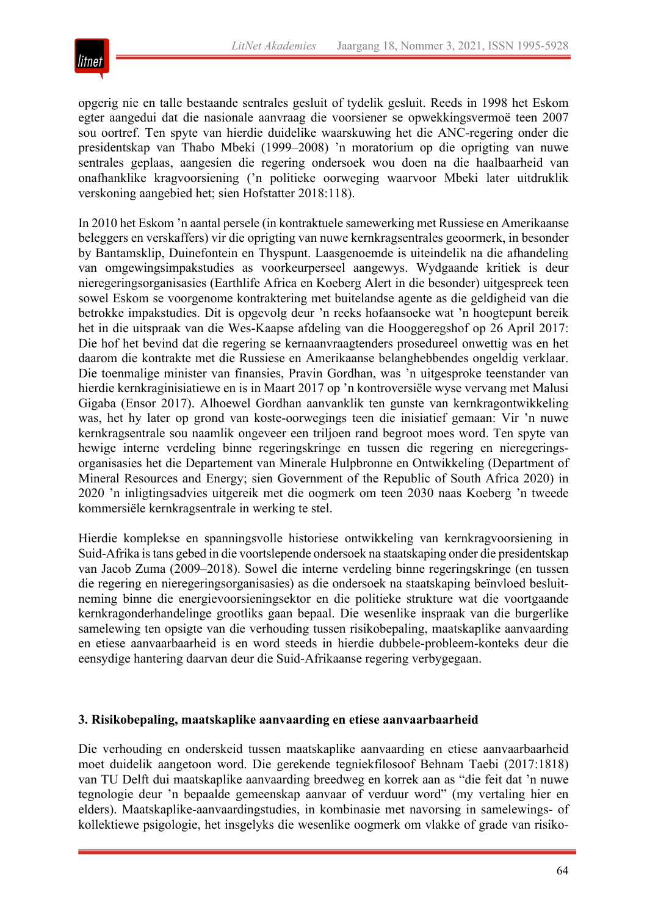opgerig nie en talle bestaande sentrales gesluit of tydelik gesluit. Reeds in 1998 het Eskom egter aangedui dat die nasionale aanvraag die voorsiener se opwekkingsvermoë teen 2007 sou oortref. Ten spyte van hierdie duidelike waarskuwing het die ANC-regering onder die presidentskap van Thabo Mbeki (1999–2008) 'n moratorium op die oprigting van nuwe sentrales geplaas, aangesien die regering ondersoek wou doen na die haalbaarheid van onafhanklike kragvoorsiening ('n politieke oorweging waarvoor Mbeki later uitdruklik verskoning aangebied het; sien Hofstatter 2018:118).

In 2010 het Eskom 'n aantal persele (in kontraktuele samewerking met Russiese en Amerikaanse beleggers en verskaffers) vir die oprigting van nuwe kernkragsentrales geoormerk, in besonder by Bantamsklip, Duinefontein en Thyspunt. Laasgenoemde is uiteindelik na die afhandeling van omgewingsimpakstudies as voorkeurperseel aangewys. Wydgaande kritiek is deur nieregeringsorganisasies (Earthlife Africa en Koeberg Alert in die besonder) uitgespreek teen sowel Eskom se voorgenome kontraktering met buitelandse agente as die geldigheid van die betrokke impakstudies. Dit is opgevolg deur 'n reeks hofaansoeke wat 'n hoogtepunt bereik het in die uitspraak van die Wes-Kaapse afdeling van die Hooggeregshof op 26 April 2017: Die hof het bevind dat die regering se kernaanvraagtenders prosedureel onwettig was en het daarom die kontrakte met die Russiese en Amerikaanse belanghebbendes ongeldig verklaar. Die toenmalige minister van finansies, Pravin Gordhan, was 'n uitgesproke teenstander van hierdie kernkraginisiatiewe en is in Maart 2017 op 'n kontroversiële wyse vervang met Malusi Gigaba (Ensor 2017). Alhoewel Gordhan aanvanklik ten gunste van kernkragontwikkeling was, het hy later op grond van koste-oorwegings teen die inisiatief gemaan: Vir 'n nuwe kernkragsentrale sou naamlik ongeveer een triljoen rand begroot moes word. Ten spyte van hewige interne verdeling binne regeringskringe en tussen die regering en nieregeringsorganisasies het die Departement van Minerale Hulpbronne en Ontwikkeling (Department of Mineral Resources and Energy; sien Government of the Republic of South Africa 2020) in 2020 'n inligtingsadvies uitgereik met die oogmerk om teen 2030 naas Koeberg 'n tweede kommersiële kernkragsentrale in werking te stel.

Hierdie komplekse en spanningsvolle historiese ontwikkeling van kernkragvoorsiening in Suid-Afrika is tans gebed in die voortslepende ondersoek na staatskaping onder die presidentskap van Jacob Zuma (2009–2018). Sowel die interne verdeling binne regeringskringe (en tussen die regering en nieregeringsorganisasies) as die ondersoek na staatskaping beïnvloed besluitneming binne die energievoorsieningsektor en die politieke strukture wat die voortgaande kernkragonderhandelinge grootliks gaan bepaal. Die wesenlike inspraak van die burgerlike samelewing ten opsigte van die verhouding tussen risikobepaling, maatskaplike aanvaarding en etiese aanvaarbaarheid is en word steeds in hierdie dubbele-probleem-konteks deur die eensydige hantering daarvan deur die Suid-Afrikaanse regering verbygegaan.

## 3. Risikobepaling, maatskaplike aanvaarding en etiese aanvaarbaarheid

Die verhouding en onderskeid tussen maatskaplike aanvaarding en etiese aanvaarbaarheid moet duidelik aangetoon word. Die gerekende tegniekfilosoof Behnam Taebi (2017:1818) van TU Delft dui maatskaplike aanvaarding breedweg en korrek aan as "die feit dat 'n nuwe tegnologie deur 'n bepaalde gemeenskap aanvaar of verduur word" (my vertaling hier en elders). Maatskaplike-aanvaardingstudies, in kombinasie met navorsing in samelewings- of kollektiewe psigologie, het insgelyks die wesenlike oogmerk om vlakke of grade van risiko-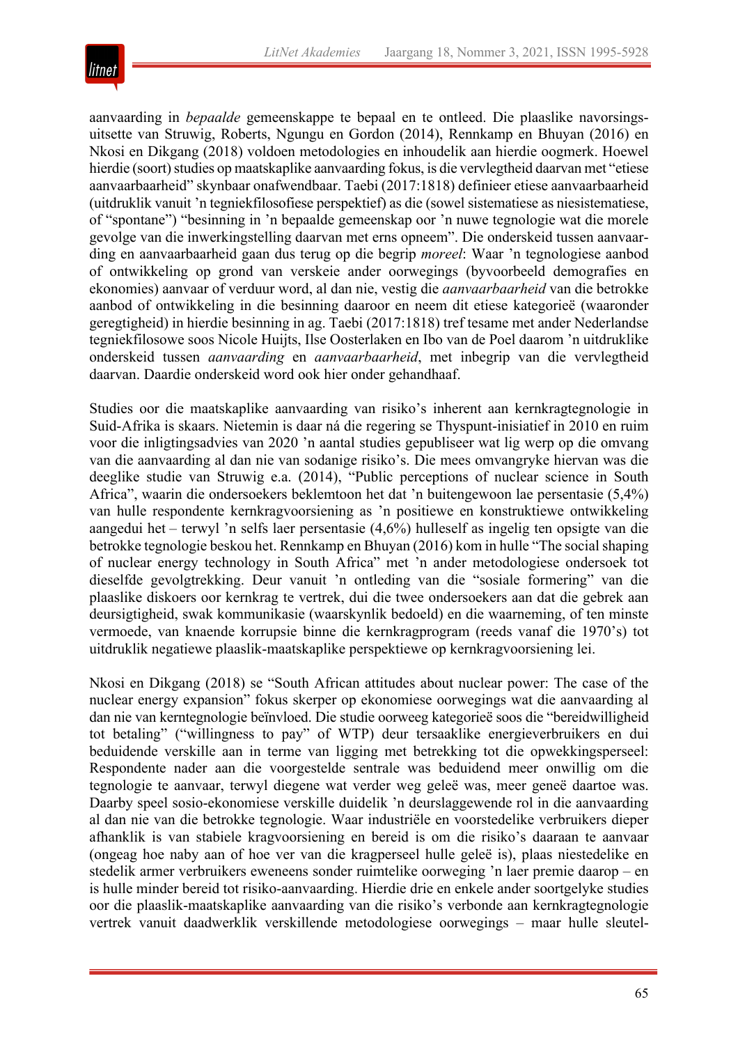aanvaarding in *bepaalde* gemeenskappe te bepaal en te ontleed. Die plaaslike navorsingsuitsette van Struwig, Roberts, Ngungu en Gordon (2014), Rennkamp en Bhuyan (2016) en Nkosi en Dikgang (2018) voldoen metodologies en inhoudelik aan hierdie oogmerk. Hoewel hierdie (soort) studies op maatskaplike aanvaarding fokus, is die vervlegtheid daarvan met "etiese aanvaarbaarheid" skynbaar onafwendbaar. Taebi (2017:1818) definieer etiese aanvaarbaarheid (uitdruklik vanuit 'n tegniekfilosofiese perspektief) as die (sowel sistematiese as niesistematiese, of "spontane") "besinning in 'n bepaalde gemeenskap oor 'n nuwe tegnologie wat die morele gevolge van die inwerkingstelling daarvan met erns opneem". Die onderskeid tussen aanvaarding en aanvaarbaarheid gaan dus terug op die begrip *moreel*: Waar 'n tegnologiese aanbod of ontwikkeling op grond van verskeie ander oorwegings (byvoorbeeld demografies en ekonomies) aanvaar of verduur word, al dan nie, vestig die *aanvaarbaarheid* van die betrokke aanbod of ontwikkeling in die besinning daaroor en neem dit etiese kategorieë (waaronder geregtigheid) in hierdie besinning in ag. Taebi (2017:1818) tref tesame met ander Nederlandse tegniekfilosowe soos Nicole Huijts, Ilse Oosterlaken en Ibo van de Poel daarom 'n uitdruklike onderskeid tussen *aanvaarding* en *aanvaarbaarheid*, met inbegrip van die vervlegtheid daarvan. Daardie onderskeid word ook hier onder gehandhaaf.

Studies oor die maatskaplike aanvaarding van risiko's inherent aan kernkragtegnologie in Suid-Afrika is skaars. Nietemin is daar ná die regering se Thyspunt-inisiatief in 2010 en ruim voor die inligtingsadvies van 2020 'n aantal studies gepubliseer wat lig werp op die omvang van die aanvaarding al dan nie van sodanige risiko's. Die mees omvangryke hiervan was die deeglike studie van Struwig e.a. (2014), "Public perceptions of nuclear science in South Africa", waarin die ondersoekers beklemtoon het dat 'n buitengewoon lae persentasie (5,4%) van hulle respondente kernkragvoorsiening as 'n positiewe en konstruktiewe ontwikkeling aangedui het – terwyl 'n selfs laer persentasie (4,6%) hulleself as ingelig ten opsigte van die betrokke tegnologie beskou het. Rennkamp en Bhuyan (2016) kom in hulle "The social shaping of nuclear energy technology in South Africa" met 'n ander metodologiese ondersoek tot dieselfde gevolgtrekking. Deur vanuit 'n ontleding van die "sosiale formering" van die plaaslike diskoers oor kernkrag te vertrek, dui die twee ondersoekers aan dat die gebrek aan deursigtigheid, swak kommunikasie (waarskynlik bedoeld) en die waarneming, of ten minste vermoede, van knaende korrupsie binne die kernkragprogram (reeds vanaf die 1970's) tot uitdruklik negatiewe plaaslik-maatskaplike perspektiewe op kernkragvoorsiening lei.

Nkosi en Dikgang (2018) se "South African attitudes about nuclear power: The case of the nuclear energy expansion" fokus skerper op ekonomiese oorwegings wat die aanvaarding al dan nie van kerntegnologie beïnvloed. Die studie oorweeg kategorieë soos die "bereidwilligheid tot betaling" ("willingness to pay" of WTP) deur tersaaklike energieverbruikers en dui beduidende verskille aan in terme van ligging met betrekking tot die opwekkingsperseel: Respondente nader aan die voorgestelde sentrale was beduidend meer onwillig om die tegnologie te aanvaar, terwyl diegene wat verder weg geleë was, meer geneë daartoe was. Daarby speel sosio-ekonomiese verskille duidelik 'n deurslaggewende rol in die aanvaarding al dan nie van die betrokke tegnologie. Waar industriële en voorstedelike verbruikers dieper afhanklik is van stabiele kragvoorsiening en bereid is om die risiko's daaraan te aanvaar (ongeag hoe naby aan of hoe ver van die kragperseel hulle geleë is), plaas niestedelike en stedelik armer verbruikers eweneens sonder ruimtelike oorweging 'n laer premie daarop – en is hulle minder bereid tot risiko-aanvaarding. Hierdie drie en enkele ander soortgelyke studies oor die plaaslik-maatskaplike aanvaarding van die risiko's verbonde aan kernkragtegnologie vertrek vanuit daadwerklik verskillende metodologiese oorwegings – maar hulle sleutel-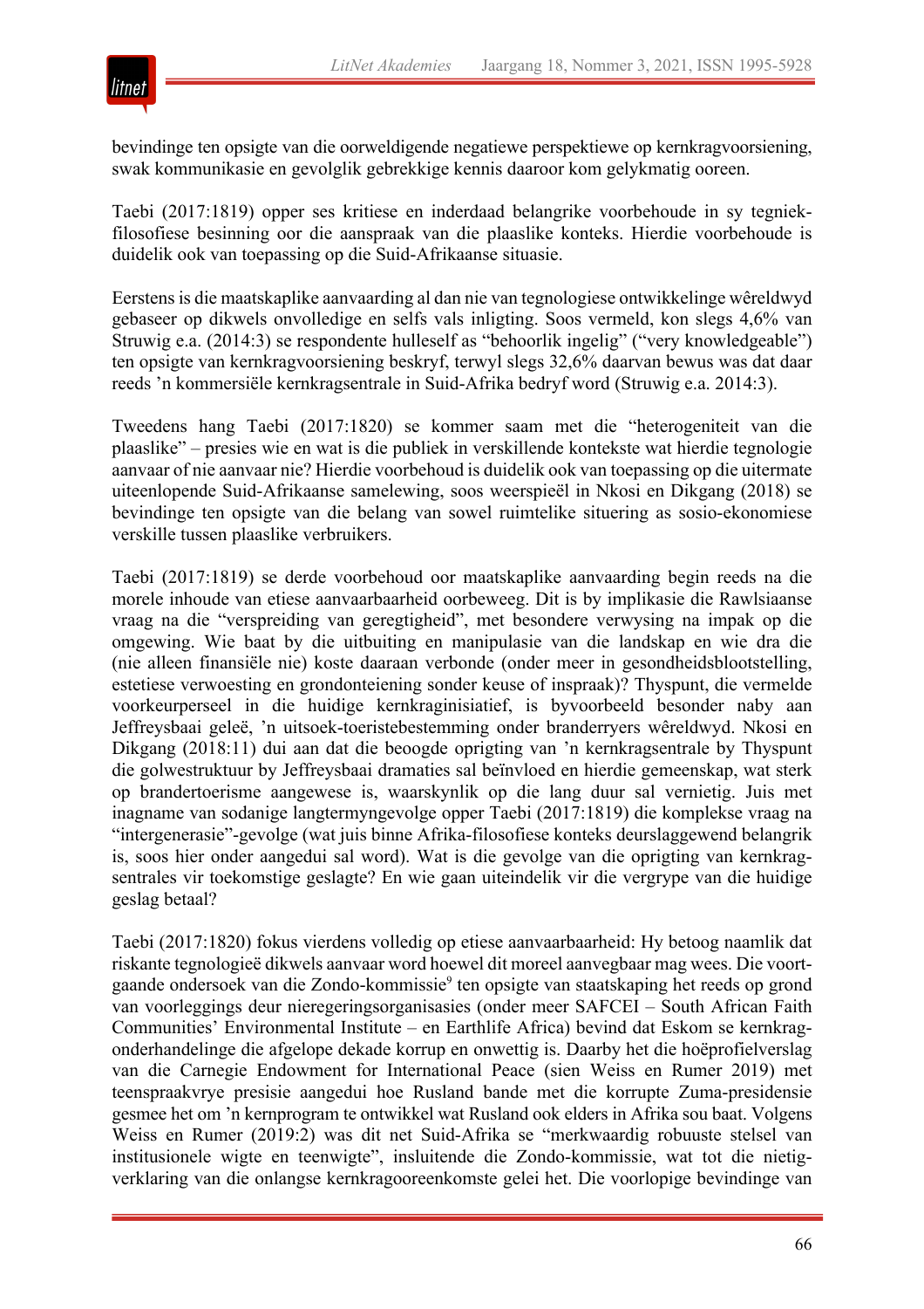bevindinge ten opsigte van die oorweldigende negatiewe perspektiewe op kernkragvoorsiening, swak kommunikasie en gevolglik gebrekkige kennis daaroor kom gelykmatig ooreen.

Taebi (2017:1819) opper ses kritiese en inderdaad belangrike voorbehoude in sy tegniek-filosofiese besinning oor die aanspraak van die plaaslike konteks. Hierdie voorbehoude is duidelik ook van toepassing op die Suid-Afrikaanse situasie.

Eerstens is die maatskaplike aanvaarding al dan nie van tegnologiese ontwikkelinge wêreldwyd gebaseer op dikwels onvolledige en selfs vals inligting. Soos vermeld, kon slegs 4,6% van Struwig e.a. (2014:3) se respondente hulleself as "behoorlik ingelig" ("very knowledgeable") ten opsigte van kernkragvoorsiening beskryf, terwyl slegs 32,6% daarvan bewus was dat daar reeds 'n kommersiële kernkragsentrale in Suid-Afrika bedryf word (Struwig e.a. 2014:3).

Tweedens hang Taebi (2017:1820) se kommer saam met die "heterogeniteit van die plaaslike" – presies wie en wat is die publiek in verskillende kontekste wat hierdie tegnologie aanvaar of nie aanvaar nie? Hierdie voorbehoud is duidelik ook van toepassing op die uitermate uiteenlopende Suid-Afrikaanse samelewing, soos weerspieël in Nkosi en Dikgang (2018) se bevindinge ten opsigte van die belang van sowel ruimtelike situering as sosio-ekonomiese verskille tussen plaaslike verbruikers.

Taebi (2017:1819) se derde voorbehoud oor maatskaplike aanvaarding begin reeds na die morele inhoude van etiese aanvaarbaarheid oorbeweeg. Dit is by implikasie die Rawlsiaanse vraag na die "verspreiding van geregtigheid", met besondere verwysing na impak op die omgewing. Wie baat by die uitbuiting en manipulasie van die landskap en wie dra die (nie alleen finansiële nie) koste daaraan verbonde (onder meer in gesondheidsblootstelling, estetiese verwoesting en grondonteiening sonder keuse of inspraak)? Thyspunt, die vermelde voorkeurperseel in die huidige kernkraginisiatief, is byvoorbeeld besonder naby aan Jeffreysbaai geleë, 'n uitsoek-toeristebestemming onder branderryers wêreldwyd. Nkosi en Dikgang (2018:11) dui aan dat die beoogde oprigting van 'n kernkragsentrale by Thyspunt die golwestruktuur by Jeffreysbaai dramaties sal beïnvloed en hierdie gemeenskap, wat sterk op brandertoerisme aangewese is, waarskynlik op die lang duur sal vernietig. Juis met inagname van sodanige langtermyngevolge opper Taebi (2017:1819) die komplekse vraag na "intergenerasie"-gevolge (wat juis binne Afrika-filosofiese konteks deurslaggewend belangrik is, soos hier onder aangedui sal word). Wat is die gevolge van die oprigting van kernkragsentrales vir toekomstige geslagte? En wie gaan uiteindelik vir die vergrype van die huidige geslag betaal?

Taebi (2017:1820) fokus vierdens volledig op etiese aanvaarbaarheid: Hy betoog naamlik dat riskante tegnologieë dikwels aanvaar word hoewel dit moreel aanvegbaar mag wees. Die voortgaande ondersoek van die Zondo-kommissie[9] ten opsigte van staatskaping het reeds op grond van voorleggings deur nieregeringsorganisasies (onder meer SAFCEI – South African Faith Communities' Environmental Institute – en Earthlife Africa) bevind dat Eskom se kernkrag-onderhandelinge die afgelope dekade korrup en onwettig is. Daarby het die hoëprofielverslag van die Carnegie Endowment for International Peace (sien Weiss en Rumer 2019) met teenspraakvrye presisie aangedui hoe Rusland bande met die korrupte Zuma-presidensie gesmee het om 'n kernprogram te ontwikkel wat Rusland ook elders in Afrika sou baat. Volgens Weiss en Rumer (2019:2) was dit net Suid-Afrika se "merkwaardig robuuste stelsel van institusionele wigte en teenwigte", insluitende die Zondo-kommissie, wat tot die nietig-verklaring van die onlangse kernkragooreenkomste gelei het. Die voorlopige bevindinge van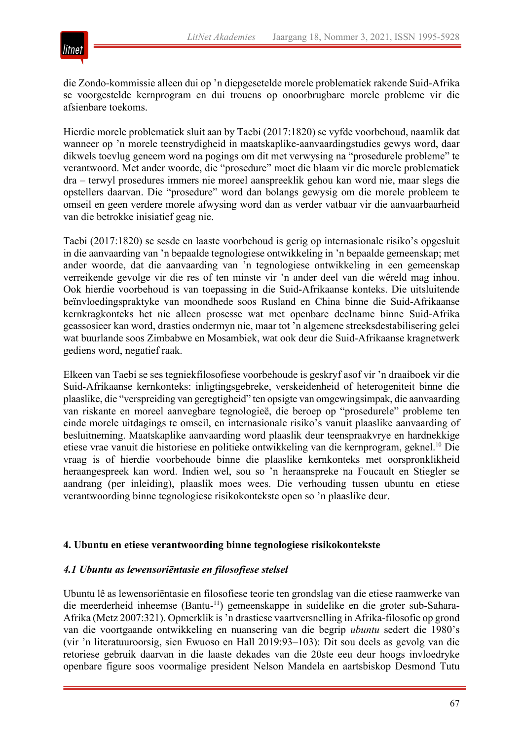die Zondo-kommissie alleen dui op 'n diepgesetelde morele problematiek rakende Suid-Afrika se voorgestelde kernprogram en dui trouens op onoorbrugbare morele probleme vir die afsienbare toekoms.

Hierdie morele problematiek sluit aan by Taebi (2017:1820) se vyfde voorbehoud, naamlik dat wanneer op 'n morele teenstrydigheid in maatskaplike-aanvaardingstudies gewys word, daar dikwels toevlug geneem word na pogings om dit met verwysing na "prosedurele probleme" te verantwoord. Met ander woorde, die "prosedure" moet die blaam vir die morele problematiek dra – terwyl prosedures immers nie moreel aanspreeklik gehou kan word nie, maar slegs die opstellers daarvan. Die "prosedure" word dan bolangs gewysig om die morele probleem te omseil en geen verdere morele afwysing word dan as verder vatbaar vir die aanvaarbaarheid van die betrokke inisiatief geag nie.

Taebi (2017:1820) se sesde en laaste voorbehoud is gerig op internasionale risiko's opgesluit in die aanvaarding van 'n bepaalde tegnologiese ontwikkeling in 'n bepaalde gemeenskap; met ander woorde, dat die aanvaarding van 'n tegnologiese ontwikkeling in een gemeenskap verreikende gevolge vir die res of ten minste vir 'n ander deel van die wêreld mag inhou. Ook hierdie voorbehoud is van toepassing in die Suid-Afrikaanse konteks. Die uitsluitende beïnvloedingspraktyke van moondhede soos Rusland en China binne die Suid-Afrikaanse kernkragkonteks het nie alleen prosesse wat met openbare deelname binne Suid-Afrika geassosieer kan word, drasties ondermyn nie, maar tot 'n algemene streeksdestabilisering gelei wat buurlande soos Zimbabwe en Mosambiek, wat ook deur die Suid-Afrikaanse kragnetwerk gediens word, negatief raak.

Elkeen van Taebi se ses tegniekfilosofiese voorbehoude is geskryf asof vir 'n draaiboek vir die Suid-Afrikaanse kernkonteks: inligtingsgebreke, verskeidenheid of heterogeniteit binne die plaaslike, die "verspreiding van geregtigheid" ten opsigte van omgewingsimpak, die aanvaarding van riskante en moreel aanvegbare tegnologieë, die beroep op "prosedurele" probleme ten einde morele uitdagings te omseil, en internasionale risiko's vanuit plaaslike aanvaarding of besluitneming. Maatskaplike aanvaarding word plaaslik deur teenspraakvrye en hardnekkige etiese vrae vanuit die historiese en politieke ontwikkeling van die kernprogram, geknel.[10] Die vraag is of hierdie voorbehoude binne die plaaslike kernkonteks met oorspronklikheid heraangespreek kan word. Indien wel, sou so 'n heraanspreke na Foucault en Stiegler se aandrang (per inleiding), plaaslik moes wees. Die verhouding tussen ubuntu en etiese verantwoording binne tegnologiese risikokontekste open so 'n plaaslike deur.

## 4. Ubuntu en etiese verantwoording binne tegnologiese risikokontekste

### *4.1 Ubuntu as lewensoriëntasie en filosofiese stelsel*

Ubuntu lê as lewensoriëntasie en filosofiese teorie ten grondslag van die etiese raamwerke van die meerderheid inheemse (Bantu-[11]) gemeenskappe in suidelike en die groter sub-Sahara-Afrika (Metz 2007:321). Opmerklik is 'n drastiese vaartversnelling in Afrika-filosofie op grond van die voortgaande ontwikkeling en nuansering van die begrip *ubuntu* sedert die 1980's (vir 'n literatuuroorsig, sien Ewuoso en Hall 2019:93–103): Dit sou deels as gevolg van die retoriese gebruik daarvan in die laaste dekades van die 20ste eeu deur hoogs invloedryke openbare figure soos voormalige president Nelson Mandela en aartsbiskop Desmond Tutu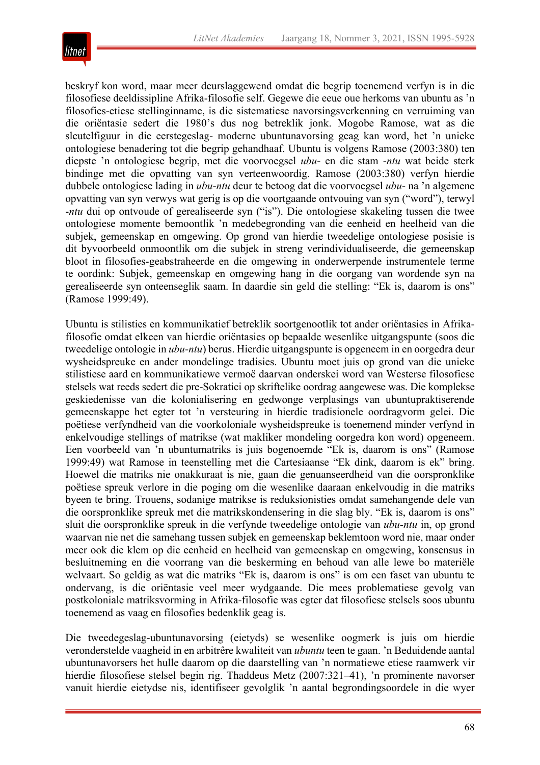beskryf kon word, maar meer deurslaggewend omdat die begrip toenemend verfyn is in die filosofiese deeldissipline Afrika-filosofie self. Gegewe die eeue oue herkoms van ubuntu as 'n filosofies-etiese stellinginname, is die sistematiese navorsingsverkenning en verruiming van die oriëntasie sedert die 1980's dus nog betreklik jonk. Mogobe Ramose, wat as die sleutelfiguur in die eerstegeslag- moderne ubuntunavorsing geag kan word, het 'n unieke ontologiese benadering tot die begrip gehandhaaf. Ubuntu is volgens Ramose (2003:380) ten diepste 'n ontologiese begrip, met die voorvoegsel *ubu-* en die stam *-ntu* wat beide sterk bindinge met die opvatting van syn verteenwoordig. Ramose (2003:380) verfyn hierdie dubbele ontologiese lading in *ubu-ntu* deur te betoog dat die voorvoegsel *ubu-* na 'n algemene opvatting van syn verwys wat gerig is op die voortgaande ontvouing van syn ("word"), terwyl *-ntu* dui op ontvoude of gerealiseerde syn ("is"). Die ontologiese skakeling tussen die twee ontologiese momente bemoontlik 'n medebegronding van die eenheid en heelheid van die subjek, gemeenskap en omgewing. Op grond van hierdie tweedelige ontologiese posisie is dit byvoorbeeld onmoontlik om die subjek in streng verindividualiseerde, die gemeenskap bloot in filosofies-geabstraheerde en die omgewing in onderwerpende instrumentele terme te oordink: Subjek, gemeenskap en omgewing hang in die oorgang van wordende syn na gerealiseerde syn onteenseglik saam. In daardie sin geld die stelling: "Ek is, daarom is ons" (Ramose 1999:49).

Ubuntu is stilisties en kommunikatief betreklik soortgenootlik tot ander oriëntasies in Afrika-filosofie omdat elkeen van hierdie oriëntasies op bepaalde wesenlike uitgangspunte (soos die tweedelige ontologie in *ubu-ntu*) berus. Hierdie uitgangspunte is opgeneem in en oorgedra deur wysheidspreuke en ander mondelinge tradisies. Ubuntu moet juis op grond van die unieke stilistiese aard en kommunikatiewe vermoë daarvan onderskei word van Westerse filosofiese stelsels wat reeds sedert die pre-Sokratici op skriftelike oordrag aangewese was. Die komplekse geskiedenisse van die kolonialisering en gedwonge verplasings van ubuntupraktiserende gemeenskappe het egter tot 'n versteuring in hierdie tradisionele oordragvorm gelei. Die poëtiese verfyndheid van die voorkoloniale wysheidspreuke is toenemend minder verfynd in enkelvoudige stellings of matrikse (wat makliker mondeling oorgedra kon word) opgeneem. Een voorbeeld van 'n ubuntumatriks is juis bogenoemde "Ek is, daarom is ons" (Ramose 1999:49) wat Ramose in teenstelling met die Cartesiaanse "Ek dink, daarom is ek" bring. Hoewel die matriks nie onakkuraat is nie, gaan die genuanseerdheid van die oorspronklike poëtiese spreuk verlore in die poging om die wesenlike daaraan enkelvoudig in die matriks byeen te bring. Trouens, sodanige matrikse is reduksionisties omdat samehangende dele van die oorspronklike spreuk met die matrikskondensering in die slag bly. "Ek is, daarom is ons" sluit die oorspronklike spreuk in die verfynde tweedelige ontologie van *ubu-ntu* in, op grond waarvan nie net die samehang tussen subjek en gemeenskap beklemtoon word nie, maar onder meer ook die klem op die eenheid en heelheid van gemeenskap en omgewing, konsensus in besluitneming en die voorrang van die beskerming en behoud van alle lewe bo materiële welvaart. So geldig as wat die matriks "Ek is, daarom is ons" is om een faset van ubuntu te ondervang, is die oriëntasie veel meer wydgaande. Die mees problematiese gevolg van postkoloniale matriksvorming in Afrika-filosofie was egter dat filosofiese stelsels soos ubuntu toenemend as vaag en filosofies bedenklik geag is.

Die tweedegeslag-ubuntunavorsing (eietyds) se wesenlike oogmerk is juis om hierdie veronderstelde vaagheid in en arbitrêre kwaliteit van *ubuntu* teen te gaan. 'n Beduidende aantal ubuntunavorsers het hulle daarom op die daarstelling van 'n normatiewe etiese raamwerk vir hierdie filosofiese stelsel begin rig. Thaddeus Metz (2007:321–41), 'n prominente navorser vanuit hierdie eietydse nis, identifiseer gevolglik 'n aantal begrondingsoordele in die wyer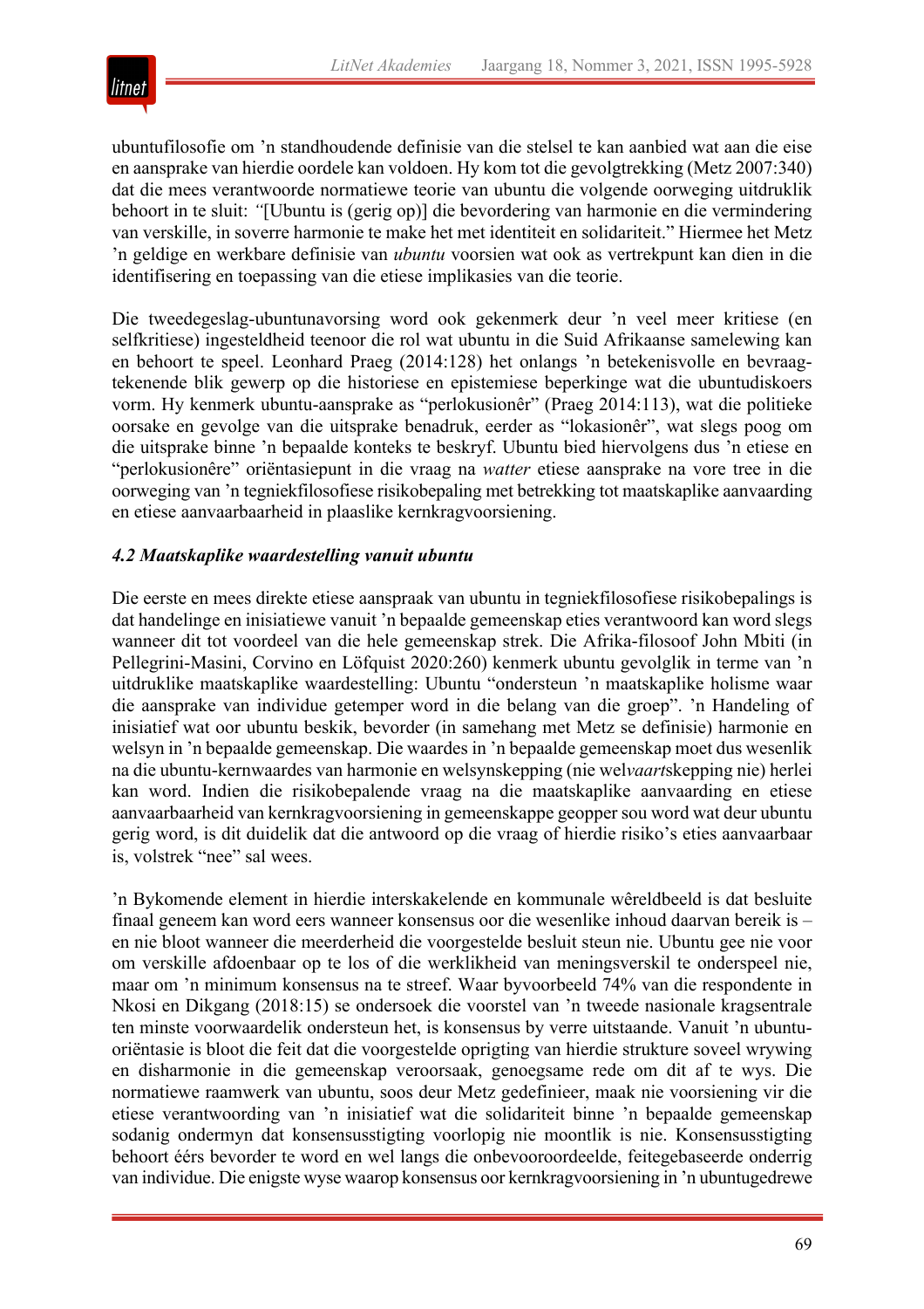ubuntufilosofie om 'n standhoudende definisie van die stelsel te kan aanbied wat aan die eise en aansprake van hierdie oordele kan voldoen. Hy kom tot die gevolgtrekking (Metz 2007:340) dat die mees verantwoorde normatiewe teorie van ubuntu die volgende oorweging uitdruklik behoort in te sluit: *"*[Ubuntu is (gerig op)] die bevordering van harmonie en die vermindering van verskille, in soverre harmonie te make het met identiteit en solidariteit." Hiermee het Metz 'n geldige en werkbare definisie van *ubuntu* voorsien wat ook as vertrekpunt kan dien in die identifisering en toepassing van die etiese implikasies van die teorie.

Die tweedegeslag-ubuntunavorsing word ook gekenmerk deur 'n veel meer kritiese (en selfkritiese) ingesteldheid teenoor die rol wat ubuntu in die Suid Afrikaanse samelewing kan en behoort te speel. Leonhard Praeg (2014:128) het onlangs 'n betekenisvolle en bevraagtekenende blik gewerp op die historiese en epistemiese beperkinge wat die ubuntudiskoers vorm. Hy kenmerk ubuntu-aansprake as "perlokusionêr" (Praeg 2014:113), wat die politieke oorsake en gevolge van die uitsprake benadruk, eerder as "lokasionêr", wat slegs poog om die uitsprake binne 'n bepaalde konteks te beskryf. Ubuntu bied hiervolgens dus 'n etiese en "perlokusionêre" oriëntasiepunt in die vraag na *watter* etiese aansprake na vore tree in die oorweging van 'n tegniekfilosofiese risikobepaling met betrekking tot maatskaplike aanvaarding en etiese aanvaarbaarheid in plaaslike kernkragvoorsiening.

### *4.2 Maatskaplike waardestelling vanuit ubuntu*

Die eerste en mees direkte etiese aanspraak van ubuntu in tegniekfilosofiese risikobepalings is dat handelinge en inisiatiewe vanuit 'n bepaalde gemeenskap eties verantwoord kan word slegs wanneer dit tot voordeel van die hele gemeenskap strek. Die Afrika-filosoof John Mbiti (in Pellegrini-Masini, Corvino en Löfquist 2020:260) kenmerk ubuntu gevolglik in terme van 'n uitdruklike maatskaplike waardestelling: Ubuntu "ondersteun 'n maatskaplike holisme waar die aansprake van individue getemper word in die belang van die groep". 'n Handeling of inisiatief wat oor ubuntu beskik, bevorder (in samehang met Metz se definisie) harmonie en welsyn in 'n bepaalde gemeenskap. Die waardes in 'n bepaalde gemeenskap moet dus wesenlik na die ubuntu-kernwaardes van harmonie en welsynskepping (nie wel*vaart*skepping nie) herlei kan word. Indien die risikobepalende vraag na die maatskaplike aanvaarding en etiese aanvaarbaarheid van kernkragvoorsiening in gemeenskappe geopper sou word wat deur ubuntu gerig word, is dit duidelik dat die antwoord op die vraag of hierdie risiko's eties aanvaarbaar is, volstrek "nee" sal wees.

'n Bykomende element in hierdie interskakelende en kommunale wêreldbeeld is dat besluite finaal geneem kan word eers wanneer konsensus oor die wesenlike inhoud daarvan bereik is – en nie bloot wanneer die meerderheid die voorgestelde besluit steun nie. Ubuntu gee nie voor om verskille afdoenbaar op te los of die werklikheid van meningsverskil te onderspeel nie, maar om 'n minimum konsensus na te streef. Waar byvoorbeeld 74% van die respondente in Nkosi en Dikgang (2018:15) se ondersoek die voorstel van 'n tweede nasionale kragsentrale ten minste voorwaardelik ondersteun het, is konsensus by verre uitstaande. Vanuit 'n ubuntu-oriëntasie is bloot die feit dat die voorgestelde oprigting van hierdie strukture soveel wrywing en disharmonie in die gemeenskap veroorsaak, genoegsame rede om dit af te wys. Die normatiewe raamwerk van ubuntu, soos deur Metz gedefinieer, maak nie voorsiening vir die etiese verantwoording van 'n inisiatief wat die solidariteit binne 'n bepaalde gemeenskap sodanig ondermyn dat konsensusstigting voorlopig nie moontlik is nie. Konsensusstigting behoort éérs bevorder te word en wel langs die onbevooroordeelde, feitegebaseerde onderrig van individue. Die enigste wyse waarop konsensus oor kernkragvoorsiening in 'n ubuntugedrewe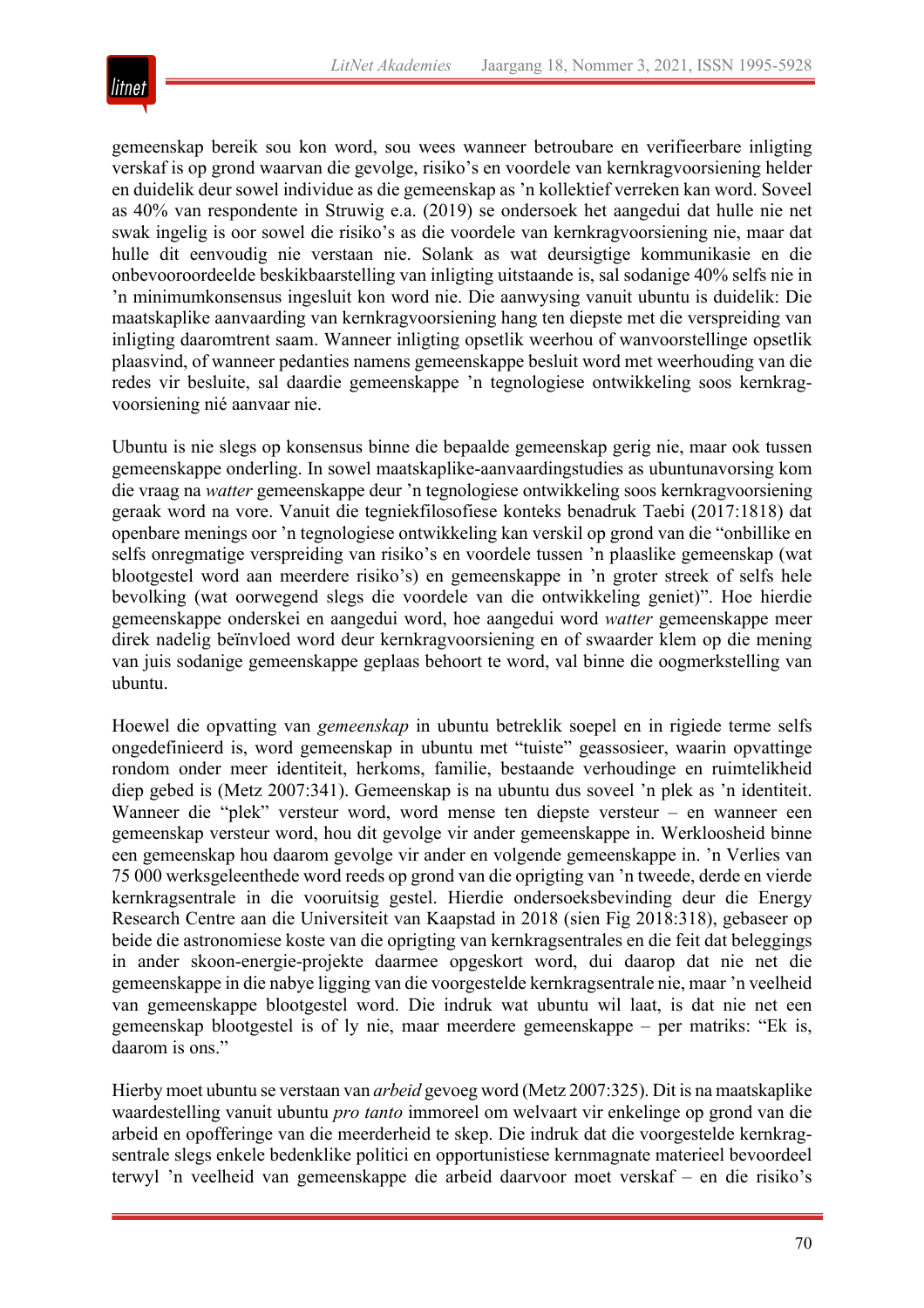gemeenskap bereik sou kon word, sou wees wanneer betroubare en verifieerbare inligting verskaf is op grond waarvan die gevolge, risiko's en voordele van kernkragvoorsiening helder en duidelik deur sowel individue as die gemeenskap as 'n kollektief verreken kan word. Soveel as 40% van respondente in Struwig e.a. (2019) se ondersoek het aangedui dat hulle nie net swak ingelig is oor sowel die risiko's as die voordele van kernkragvoorsiening nie, maar dat hulle dit eenvoudig nie verstaan nie. Solank as wat deursigtige kommunikasie en die onbevooroordeelde beskikbaarstelling van inligting uitstaande is, sal sodanige 40% selfs nie in 'n minimumkonsensus ingesluit kon word nie. Die aanwysing vanuit ubuntu is duidelik: Die maatskaplike aanvaarding van kernkragvoorsiening hang ten diepste met die verspreiding van inligting daaromtrent saam. Wanneer inligting opsetlik weerhou of wanvoorstellinge opsetlik plaasvind, of wanneer pedanties namens gemeenskappe besluit word met weerhouding van die redes vir besluite, sal daardie gemeenskappe 'n tegnologiese ontwikkeling soos kernkragvoorsiening nié aanvaar nie.

Ubuntu is nie slegs op konsensus binne die bepaalde gemeenskap gerig nie, maar ook tussen gemeenskappe onderling. In sowel maatskaplike-aanvaardingstudies as ubuntunavorsing kom die vraag na *watter* gemeenskappe deur 'n tegnologiese ontwikkeling soos kernkragvoorsiening geraak word na vore. Vanuit die tegniekfilosofiese konteks benadruk Taebi (2017:1818) dat openbare menings oor 'n tegnologiese ontwikkeling kan verskil op grond van die "onbillike en selfs onregmatige verspreiding van risiko's en voordele tussen 'n plaaslike gemeenskap (wat blootgestel word aan meerdere risiko's) en gemeenskappe in 'n groter streek of selfs hele bevolking (wat oorwegend slegs die voordele van die ontwikkeling geniet)". Hoe hierdie gemeenskappe onderskei en aangedui word, hoe aangedui word *watter* gemeenskappe meer direk nadelig beïnvloed word deur kernkragvoorsiening en of swaarder klem op die mening van juis sodanige gemeenskappe geplaas behoort te word, val binne die oogmerkstelling van ubuntu.

Hoewel die opvatting van *gemeenskap* in ubuntu betreklik soepel en in rigiede terme selfs ongedefinieerd is, word gemeenskap in ubuntu met "tuiste" geassosieer, waarin opvattinge rondom onder meer identiteit, herkoms, familie, bestaande verhoudinge en ruimtelikheid diep gebed is (Metz 2007:341). Gemeenskap is na ubuntu dus soveel 'n plek as 'n identiteit. Wanneer die "plek" versteur word, word mense ten diepste versteur – en wanneer een gemeenskap versteur word, hou dit gevolge vir ander gemeenskappe in. Werkloosheid binne een gemeenskap hou daarom gevolge vir ander en volgende gemeenskappe in. 'n Verlies van 75 000 werksgeleenthede word reeds op grond van die oprigting van 'n tweede, derde en vierde kernkragsentrale in die vooruitsig gestel. Hierdie ondersoeksbevinding deur die Energy Research Centre aan die Universiteit van Kaapstad in 2018 (sien Fig 2018:318), gebaseer op beide die astronomiese koste van die oprigting van kernkragsentrales en die feit dat beleggings in ander skoon-energie-projekte daarmee opgeskort word, dui daarop dat nie net die gemeenskappe in die nabye ligging van die voorgestelde kernkragsentrale nie, maar 'n veelheid van gemeenskappe blootgestel word. Die indruk wat ubuntu wil laat, is dat nie net een gemeenskap blootgestel is of ly nie, maar meerdere gemeenskappe – per matriks: "Ek is, daarom is ons."

Hierby moet ubuntu se verstaan van *arbeid* gevoeg word (Metz 2007:325). Dit is na maatskaplike waardestelling vanuit ubuntu *pro tanto* immoreel om welvaart vir enkelinge op grond van die arbeid en opofferinge van die meerderheid te skep. Die indruk dat die voorgestelde kernkragsentrale slegs enkele bedenklike politici en opportunistiese kernmagnate materieel bevoordeel terwyl 'n veelheid van gemeenskappe die arbeid daarvoor moet verskaf – en die risiko's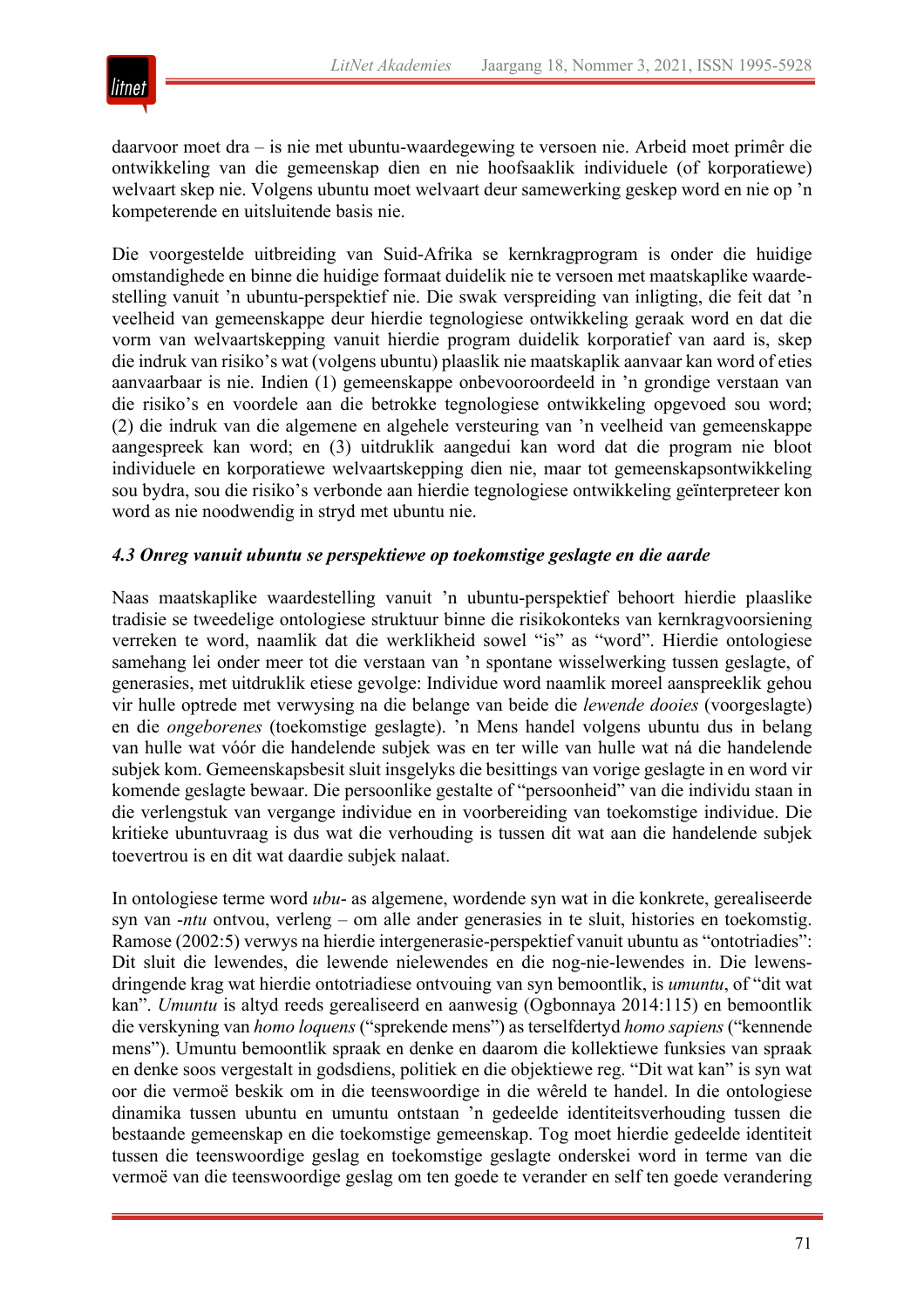daarvoor moet dra – is nie met ubuntu-waardegewing te versoen nie. Arbeid moet primêr die ontwikkeling van die gemeenskap dien en nie hoofsaaklik individuele (of korporatiewe) welvaart skep nie. Volgens ubuntu moet welvaart deur samewerking geskep word en nie op ’n kompeterende en uitsluitende basis nie.

Die voorgestelde uitbreiding van Suid-Afrika se kernkragprogram is onder die huidige omstandighede en binne die huidige formaat duidelik nie te versoen met maatskaplike waardestelling vanuit ’n ubuntu-perspektief nie. Die swak verspreiding van inligting, die feit dat ’n veelheid van gemeenskappe deur hierdie tegnologiese ontwikkeling geraak word en dat die vorm van welvaartskepping vanuit hierdie program duidelik korporatief van aard is, skep die indruk van risiko’s wat (volgens ubuntu) plaaslik nie maatskaplik aanvaar kan word of eties aanvaarbaar is nie. Indien (1) gemeenskappe onbevooroordeeld in ’n grondige verstaan van die risiko’s en voordele aan die betrokke tegnologiese ontwikkeling opgevoed sou word; (2) die indruk van die algemene en algehele versteuring van ’n veelheid van gemeenskappe aangespreek kan word; en (3) uitdruklik aangedui kan word dat die program nie bloot individuele en korporatiewe welvaartskepping dien nie, maar tot gemeenskapsontwikkeling sou bydra, sou die risiko’s verbonde aan hierdie tegnologiese ontwikkeling geïnterpreteer kon word as nie noodwendig in stryd met ubuntu nie.

### *4.3 Onreg vanuit ubuntu se perspektiewe op toekomstige geslagte en die aarde*

Naas maatskaplike waardestelling vanuit ’n ubuntu-perspektief behoort hierdie plaaslike tradisie se tweedelige ontologiese struktuur binne die risikokonteks van kernkragvoorsiening verreken te word, naamlik dat die werklikheid sowel “is” as “word”. Hierdie ontologiese samehang lei onder meer tot die verstaan van ’n spontane wisselwerking tussen geslagte, of generasies, met uitdruklik etiese gevolge: Individue word naamlik moreel aanspreeklik gehou vir hulle optrede met verwysing na die belange van beide die *lewende dooies* (voorgeslagte) en die *ongeborenes* (toekomstige geslagte). ’n Mens handel volgens ubuntu dus in belang van hulle wat vóór die handelende subjek was en ter wille van hulle wat ná die handelende subjek kom. Gemeenskapsbesit sluit insgelyks die besittings van vorige geslagte in en word vir komende geslagte bewaar. Die persoonlike gestalte of “persoonheid” van die individu staan in die verlengstuk van vergange individue en in voorbereiding van toekomstige individue. Die kritieke ubuntuvraag is dus wat die verhouding is tussen dit wat aan die handelende subjek toevertrou is en dit wat daardie subjek nalaat.

In ontologiese terme word *ubu-* as algemene, wordende syn wat in die konkrete, gerealiseerde syn van *-ntu* ontvou, verleng – om alle ander generasies in te sluit, histories en toekomstig. Ramose (2002:5) verwys na hierdie intergenerasie-perspektief vanuit ubuntu as “ontotriadies”: Dit sluit die lewendes, die lewende nielewendes en die nog-nie-lewendes in. Die lewensdringende krag wat hierdie ontotriadiese ontvouing van syn bemoontlik, is *umuntu*, of “dit wat kan”. *Umuntu* is altyd reeds gerealiseerd en aanwesig (Ogbonnaya 2014:115) en bemoontlik die verskyning van *homo loquens* (“sprekende mens”) as terselfdertyd *homo sapiens* (“kennende mens”). Umuntu bemoontlik spraak en denke en daarom die kollektiewe funksies van spraak en denke soos vergestalt in godsdiens, politiek en die objektiewe reg. “Dit wat kan” is syn wat oor die vermoë beskik om in die teenswoordige in die wêreld te handel. In die ontologiese dinamika tussen ubuntu en umuntu ontstaan ’n gedeelde identiteitsverhouding tussen die bestaande gemeenskap en die toekomstige gemeenskap. Tog moet hierdie gedeelde identiteit tussen die teenswoordige geslag en toekomstige geslagte onderskei word in terme van die vermoë van die teenswoordige geslag om ten goede te verander en self ten goede verandering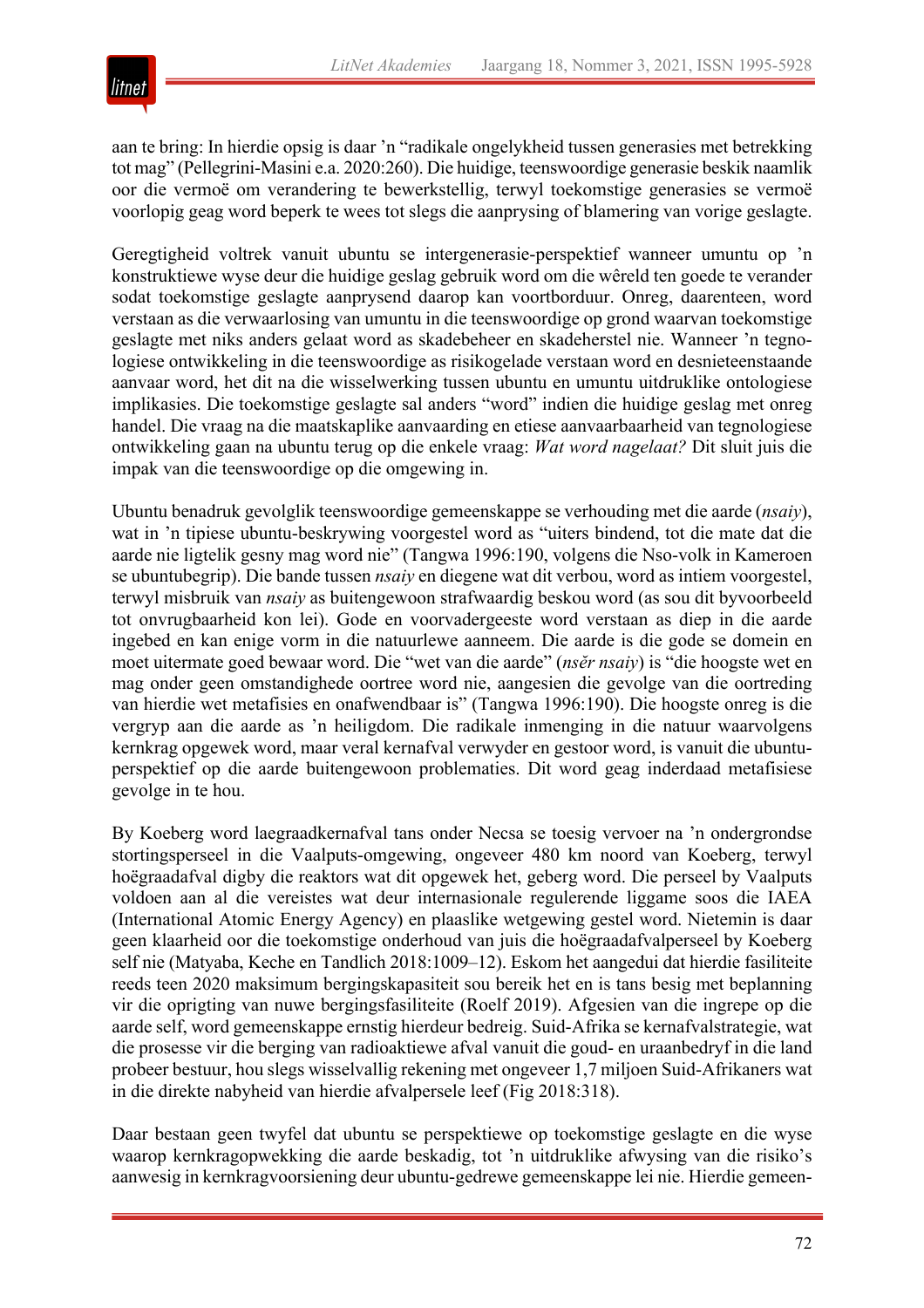aan te bring: In hierdie opsig is daar 'n "radikale ongelykheid tussen generasies met betrekking tot mag" (Pellegrini-Masini e.a. 2020:260). Die huidige, teenswoordige generasie beskik naamlik oor die vermoë om verandering te bewerkstellig, terwyl toekomstige generasies se vermoë voorlopig geag word beperk te wees tot slegs die aanprysing of blamering van vorige geslagte.

Geregtigheid voltrek vanuit ubuntu se intergenerasie-perspektief wanneer umuntu op 'n konstruktiewe wyse deur die huidige geslag gebruik word om die wêreld ten goede te verander sodat toekomstige geslagte aanprysend daarop kan voortborduur. Onreg, daarenteen, word verstaan as die verwaarlosing van umuntu in die teenswoordige op grond waarvan toekomstige geslagte met niks anders gelaat word as skadebeheer en skadeherstel nie. Wanneer 'n tegnologiese ontwikkeling in die teenswoordige as risikogelade verstaan word en desnieteenstaande aanvaar word, het dit na die wisselwerking tussen ubuntu en umuntu uitdruklike ontologiese implikasies. Die toekomstige geslagte sal anders "word" indien die huidige geslag met onreg handel. Die vraag na die maatskaplike aanvaarding en etiese aanvaarbaarheid van tegnologiese ontwikkeling gaan na ubuntu terug op die enkele vraag: *Wat word nagelaat?* Dit sluit juis die impak van die teenswoordige op die omgewing in.

Ubuntu benadruk gevolglik teenswoordige gemeenskappe se verhouding met die aarde (*nsaiy*), wat in 'n tipiese ubuntu-beskrywing voorgestel word as "uiters bindend, tot die mate dat die aarde nie ligtelik gesny mag word nie" (Tangwa 1996:190, volgens die Nso-volk in Kameroen se ubuntubegrip). Die bande tussen *nsaiy* en diegene wat dit verbou, word as intiem voorgestel, terwyl misbruik van *nsaiy* as buitengewoon strafwaardig beskou word (as sou dit byvoorbeeld tot onvrugbaarheid kon lei). Gode en voorvadergeeste word verstaan as diep in die aarde ingebed en kan enige vorm in die natuurlewe aanneem. Die aarde is die gode se domein en moet uitermate goed bewaar word. Die "wet van die aarde" (*nsěr nsaiy*) is "die hoogste wet en mag onder geen omstandighede oortree word nie, aangesien die gevolge van die oortreding van hierdie wet metafisies en onafwendbaar is" (Tangwa 1996:190). Die hoogste onreg is die vergryp aan die aarde as 'n heiligdom. Die radikale inmenging in die natuur waarvolgens kernkrag opgewek word, maar veral kernafval verwyder en gestoor word, is vanuit die ubuntu-perspektief op die aarde buitengewoon problematies. Dit word geag inderdaad metafisiese gevolge in te hou.

By Koeberg word laegraadkernafval tans onder Necsa se toesig vervoer na 'n ondergrondse stortingsperseel in die Vaalputs-omgewing, ongeveer 480 km noord van Koeberg, terwyl hoëgraadafval digby die reaktors wat dit opgewek het, geberg word. Die perseel by Vaalputs voldoen aan al die vereistes wat deur internasionale regulerende liggame soos die IAEA (International Atomic Energy Agency) en plaaslike wetgewing gestel word. Nietemin is daar geen klaarheid oor die toekomstige onderhoud van juis die hoëgraadafvalperseel by Koeberg self nie (Matyaba, Keche en Tandlich 2018:1009–12). Eskom het aangedui dat hierdie fasiliteite reeds teen 2020 maksimum bergingskapasiteit sou bereik het en is tans besig met beplanning vir die oprigting van nuwe bergingsfasiliteite (Roelf 2019). Afgesien van die ingrepe op die aarde self, word gemeenskappe ernstig hierdeur bedreig. Suid-Afrika se kernafvalstrategie, wat die prosesse vir die berging van radioaktiewe afval vanuit die goud- en uraanbedryf in die land probeer bestuur, hou slegs wisselvallig rekening met ongeveer 1,7 miljoen Suid-Afrikaners wat in die direkte nabyheid van hierdie afvalpersele leef (Fig 2018:318).

Daar bestaan geen twyfel dat ubuntu se perspektiewe op toekomstige geslagte en die wyse waarop kernkragopwekking die aarde beskadig, tot 'n uitdruklike afwysing van die risiko's aanwesig in kernkragvoorsiening deur ubuntu-gedrewe gemeenskappe lei nie. Hierdie gemeen-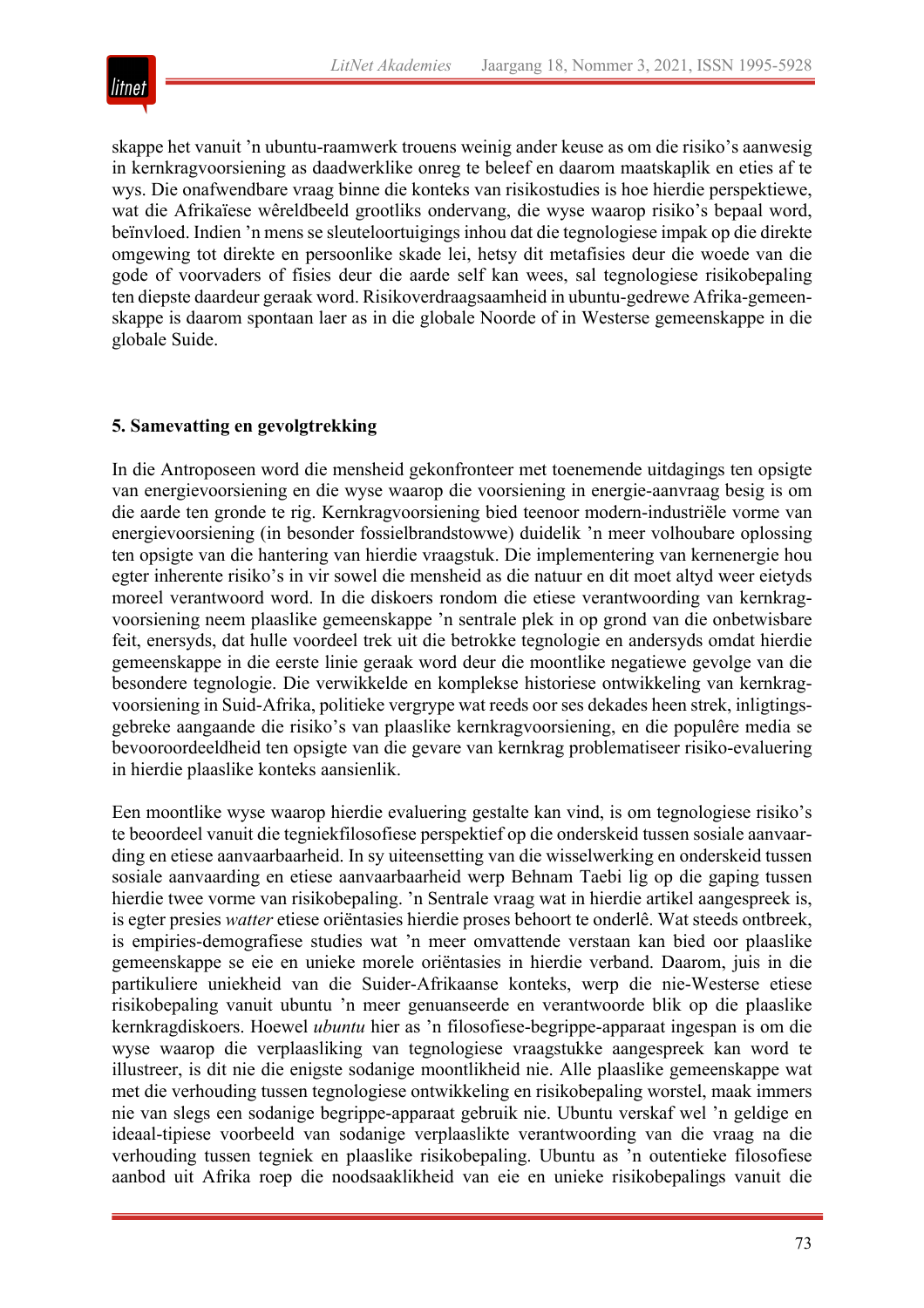skappe het vanuit 'n ubuntu-raamwerk trouens weinig ander keuse as om die risiko's aanwesig in kernkragvoorsiening as daadwerklike onreg te beleef en daarom maatskaplik en eties af te wys. Die onafwendbare vraag binne die konteks van risikostudies is hoe hierdie perspektiewe, wat die Afrikaïese wêreldbeeld grootliks ondervang, die wyse waarop risiko's bepaal word, beïnvloed. Indien 'n mens se sleuteloortuigings inhou dat die tegnologiese impak op die direkte omgewing tot direkte en persoonlike skade lei, hetsy dit metafisies deur die woede van die gode of voorvaders of fisies deur die aarde self kan wees, sal tegnologiese risikobepaling ten diepste daardeur geraak word. Risikoverdraagsaamheid in ubuntu-gedrewe Afrika-gemeenskappe is daarom spontaan laer as in die globale Noorde of in Westerse gemeenskappe in die globale Suide.

## 5. Samevatting en gevolgtrekking

In die Antroposeen word die mensheid gekonfronteer met toenemende uitdagings ten opsigte van energievoorsiening en die wyse waarop die voorsiening in energie-aanvraag besig is om die aarde ten gronde te rig. Kernkragvoorsiening bied teenoor modern-industriële vorme van energievoorsiening (in besonder fossielbrandstowwe) duidelik 'n meer volhoubare oplossing ten opsigte van die hantering van hierdie vraagstuk. Die implementering van kernenergie hou egter inherente risiko's in vir sowel die mensheid as die natuur en dit moet altyd weer eietyds moreel verantwoord word. In die diskoers rondom die etiese verantwoording van kernkragvoorsiening neem plaaslike gemeenskappe 'n sentrale plek in op grond van die onbetwisbare feit, enersyds, dat hulle voordeel trek uit die betrokke tegnologie en andersyds omdat hierdie gemeenskappe in die eerste linie geraak word deur die moontlike negatiewe gevolge van die besondere tegnologie. Die verwikkelde en komplekse historiese ontwikkeling van kernkragvoorsiening in Suid-Afrika, politieke vergrype wat reeds oor ses dekades heen strek, inligtingsgebreke aangaande die risiko's van plaaslike kernkragvoorsiening, en die populêre media se bevooroordeeldheid ten opsigte van die gevare van kernkrag problematiseer risiko-evaluering in hierdie plaaslike konteks aansienlik.

Een moontlike wyse waarop hierdie evaluering gestalte kan vind, is om tegnologiese risiko's te beoordeel vanuit die tegniekfilosofiese perspektief op die onderskeid tussen sosiale aanvaarding en etiese aanvaarbaarheid. In sy uiteensetting van die wisselwerking en onderskeid tussen sosiale aanvaarding en etiese aanvaarbaarheid werp Behnam Taebi lig op die gaping tussen hierdie twee vorme van risikobepaling. 'n Sentrale vraag wat in hierdie artikel aangespreek is, is egter presies *watter* etiese oriëntasies hierdie proses behoort te onderlê. Wat steeds ontbreek, is empiries-demografiese studies wat 'n meer omvattende verstaan kan bied oor plaaslike gemeenskappe se eie en unieke morele oriëntasies in hierdie verband. Daarom, juis in die partikuliere uniekheid van die Suider-Afrikaanse konteks, werp die nie-Westerse etiese risikobepaling vanuit ubuntu 'n meer genuanseerde en verantwoorde blik op die plaaslike kernkragdiskoers. Hoewel *ubuntu* hier as 'n filosofiese-begrippe-apparaat ingespan is om die wyse waarop die verplaasliking van tegnologiese vraagstukke aangespreek kan word te illustreer, is dit nie die enigste sodanige moontlikheid nie. Alle plaaslike gemeenskappe wat met die verhouding tussen tegnologiese ontwikkeling en risikobepaling worstel, maak immers nie van slegs een sodanige begrippe-apparaat gebruik nie. Ubuntu verskaf wel 'n geldige en ideaal-tipiese voorbeeld van sodanige verplaaslikte verantwoording van die vraag na die verhouding tussen tegniek en plaaslike risikobepaling. Ubuntu as 'n outentieke filosofiese aanbod uit Afrika roep die noodsaaklikheid van eie en unieke risikobepalings vanuit die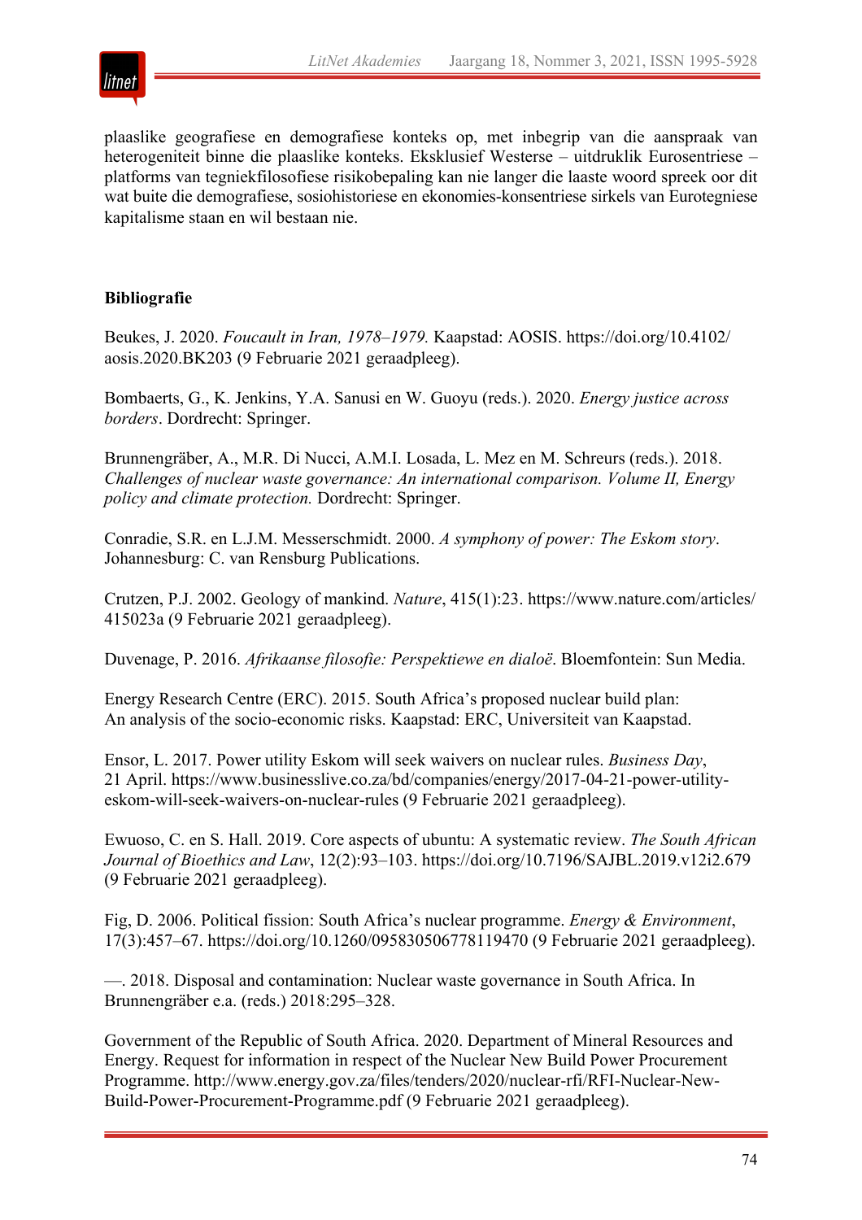plaaslike geografiese en demografiese konteks op, met inbegrip van die aanspraak van heterogeniteit binne die plaaslike konteks. Eksklusief Westerse – uitdruklik Eurosentriese – platforms van tegniekfilosofiese risikobepaling kan nie langer die laaste woord spreek oor dit wat buite die demografiese, sosiohistoriese en ekonomies-konsentriese sirkels van Eurotegniese kapitalisme staan en wil bestaan nie.

**Bibliografie**

Beukes, J. 2020. *Foucault in Iran, 1978–1979.* Kaapstad: AOSIS. https://doi.org/10.4102/aosis.2020.BK203 (9 Februarie 2021 geraadpleeg).

Bombaerts, G., K. Jenkins, Y.A. Sanusi en W. Guoyu (reds.). 2020. *Energy justice across borders*. Dordrecht: Springer.

Brunnengräber, A., M.R. Di Nucci, A.M.I. Losada, L. Mez en M. Schreurs (reds.). 2018. *Challenges of nuclear waste governance: An international comparison. Volume II, Energy policy and climate protection.* Dordrecht: Springer.

Conradie, S.R. en L.J.M. Messerschmidt. 2000. *A symphony of power: The Eskom story*. Johannesburg: C. van Rensburg Publications.

Crutzen, P.J. 2002. Geology of mankind. *Nature*, 415(1):23. https://www.nature.com/articles/415023a (9 Februarie 2021 geraadpleeg).

Duvenage, P. 2016. *Afrikaanse filosofie: Perspektiewe en dialoë*. Bloemfontein: Sun Media.

Energy Research Centre (ERC). 2015. South Africa's proposed nuclear build plan: An analysis of the socio-economic risks. Kaapstad: ERC, Universiteit van Kaapstad.

Ensor, L. 2017. Power utility Eskom will seek waivers on nuclear rules. *Business Day*, 21 April. https://www.businesslive.co.za/bd/companies/energy/2017-04-21-power-utility-eskom-will-seek-waivers-on-nuclear-rules (9 Februarie 2021 geraadpleeg).

Ewuoso, C. en S. Hall. 2019. Core aspects of ubuntu: A systematic review. *The South African Journal of Bioethics and Law*, 12(2):93–103. https://doi.org/10.7196/SAJBL.2019.v12i2.679 (9 Februarie 2021 geraadpleeg).

Fig, D. 2006. Political fission: South Africa's nuclear programme. *Energy & Environment*, 17(3):457–67. https://doi.org/10.1260/095830506778119470 (9 Februarie 2021 geraadpleeg).

—. 2018. Disposal and contamination: Nuclear waste governance in South Africa. In Brunnengräber e.a. (reds.) 2018:295–328.

Government of the Republic of South Africa. 2020. Department of Mineral Resources and Energy. Request for information in respect of the Nuclear New Build Power Procurement Programme. http://www.energy.gov.za/files/tenders/2020/nuclear-rfi/RFI-Nuclear-New-Build-Power-Procurement-Programme.pdf (9 Februarie 2021 geraadpleeg).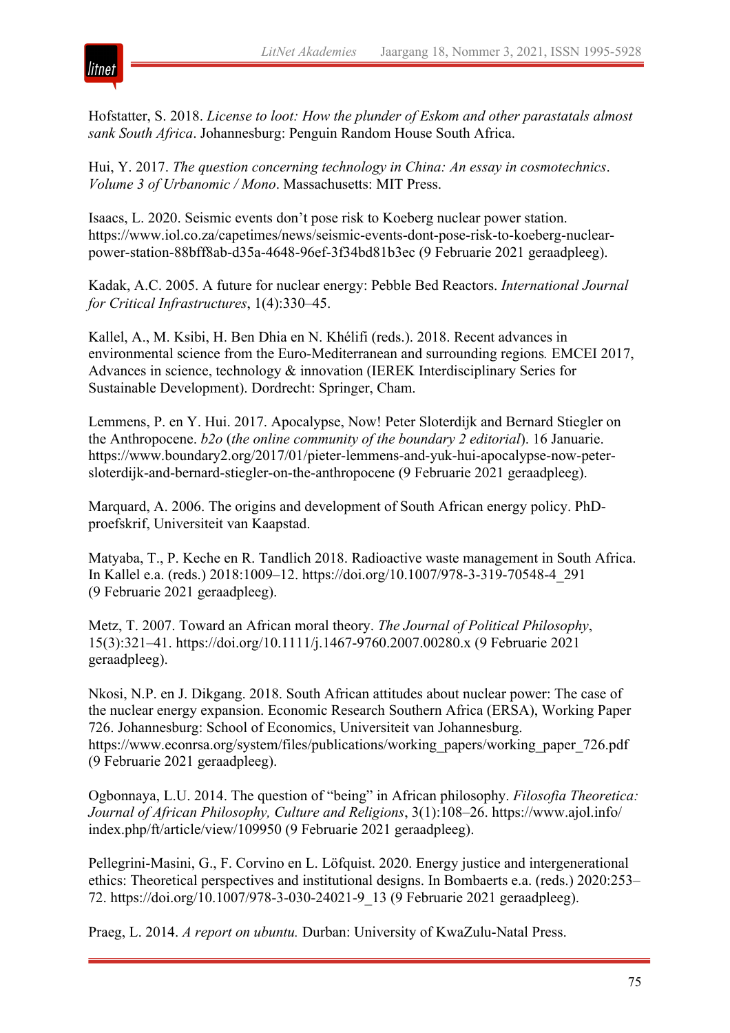Hofstatter, S. 2018. *License to loot: How the plunder of Eskom and other parastatals almost sank South Africa*. Johannesburg: Penguin Random House South Africa.

Hui, Y. 2017. *The question concerning technology in China: An essay in cosmotechnics*. *Volume 3 of Urbanomic / Mono*. Massachusetts: MIT Press.

Isaacs, L. 2020. Seismic events don't pose risk to Koeberg nuclear power station. https://www.iol.co.za/capetimes/news/seismic-events-dont-pose-risk-to-koeberg-nuclear-power-station-88bff8ab-d35a-4648-96ef-3f34bd81b3ec (9 Februarie 2021 geraadpleeg).

Kadak, A.C. 2005. A future for nuclear energy: Pebble Bed Reactors. *International Journal for Critical Infrastructures*, 1(4):330–45.

Kallel, A., M. Ksibi, H. Ben Dhia en N. Khélifi (reds.). 2018. Recent advances in environmental science from the Euro-Mediterranean and surrounding regions*.* EMCEI 2017, Advances in science, technology & innovation (IEREK Interdisciplinary Series for Sustainable Development). Dordrecht: Springer, Cham.

Lemmens, P. en Y. Hui. 2017. Apocalypse, Now! Peter Sloterdijk and Bernard Stiegler on the Anthropocene. *b2o* (*the online community of the boundary 2 editorial*). 16 Januarie. https://www.boundary2.org/2017/01/pieter-lemmens-and-yuk-hui-apocalypse-now-peter-sloterdijk-and-bernard-stiegler-on-the-anthropocene (9 Februarie 2021 geraadpleeg).

Marquard, A. 2006. The origins and development of South African energy policy. PhD-proefskrif, Universiteit van Kaapstad.

Matyaba, T., P. Keche en R. Tandlich 2018. Radioactive waste management in South Africa. In Kallel e.a. (reds.) 2018:1009–12. https://doi.org/10.1007/978-3-319-70548-4_291 (9 Februarie 2021 geraadpleeg).

Metz, T. 2007. Toward an African moral theory. *The Journal of Political Philosophy*, 15(3):321–41. https://doi.org/10.1111/j.1467-9760.2007.00280.x (9 Februarie 2021 geraadpleeg).

Nkosi, N.P. en J. Dikgang. 2018. South African attitudes about nuclear power: The case of the nuclear energy expansion. Economic Research Southern Africa (ERSA), Working Paper 726. Johannesburg: School of Economics, Universiteit van Johannesburg. https://www.econrsa.org/system/files/publications/working_papers/working_paper_726.pdf (9 Februarie 2021 geraadpleeg).

Ogbonnaya, L.U. 2014. The question of "being" in African philosophy. *Filosofia Theoretica: Journal of African Philosophy, Culture and Religions*, 3(1):108–26. https://www.ajol.info/index.php/ft/article/view/109950 (9 Februarie 2021 geraadpleeg).

Pellegrini-Masini, G., F. Corvino en L. Löfquist. 2020. Energy justice and intergenerational ethics: Theoretical perspectives and institutional designs. In Bombaerts e.a. (reds.) 2020:253–72. https://doi.org/10.1007/978-3-030-24021-9_13 (9 Februarie 2021 geraadpleeg).

Praeg, L. 2014. *A report on ubuntu.* Durban: University of KwaZulu-Natal Press.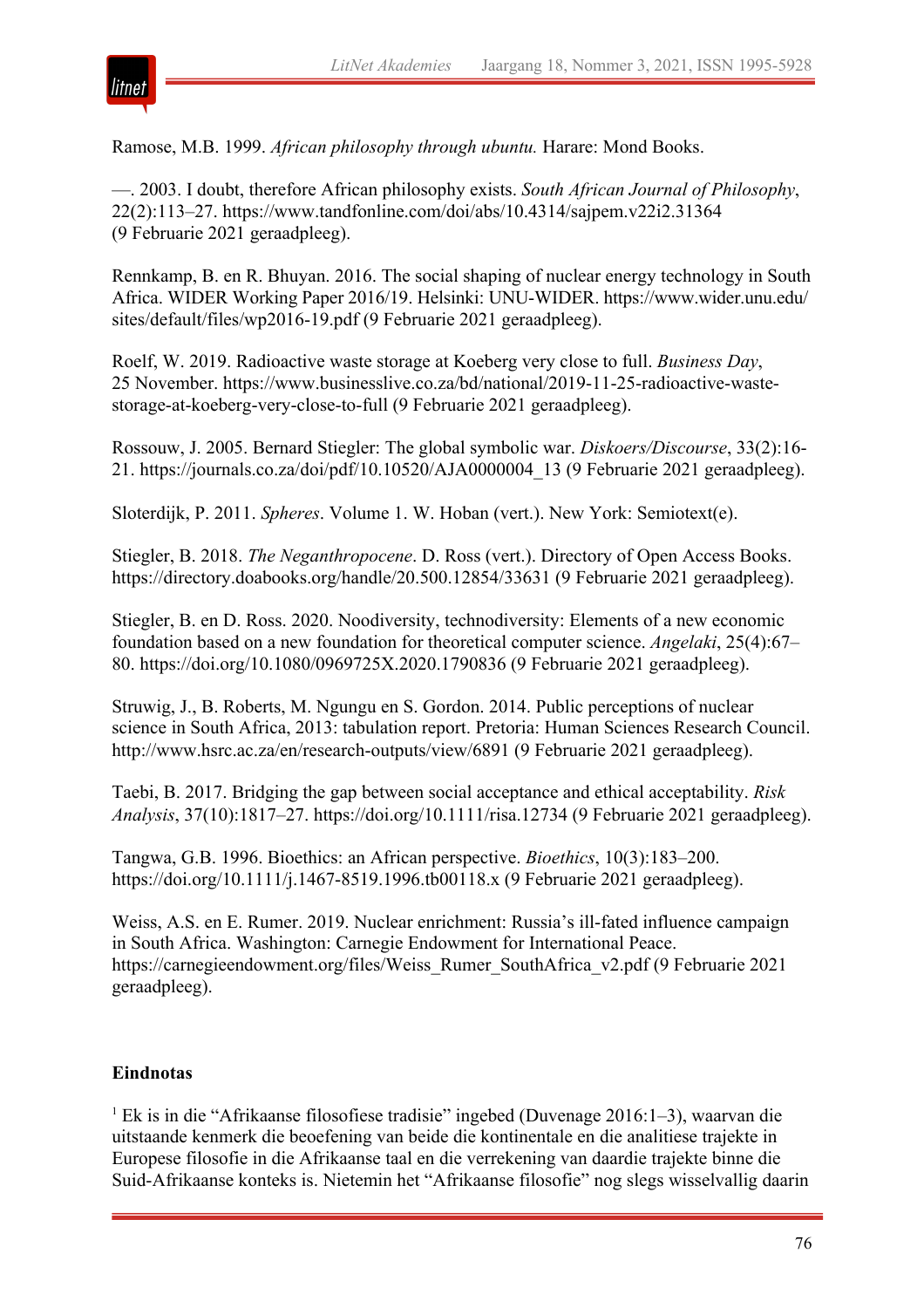Ramose, M.B. 1999. *African philosophy through ubuntu.* Harare: Mond Books.

—. 2003. I doubt, therefore African philosophy exists. *South African Journal of Philosophy*, 22(2):113–27. https://www.tandfonline.com/doi/abs/10.4314/sajpem.v22i2.31364 (9 Februarie 2021 geraadpleeg).

Rennkamp, B. en R. Bhuyan. 2016. The social shaping of nuclear energy technology in South Africa. WIDER Working Paper 2016/19. Helsinki: UNU-WIDER. https://www.wider.unu.edu/sites/default/files/wp2016-19.pdf (9 Februarie 2021 geraadpleeg).

Roelf, W. 2019. Radioactive waste storage at Koeberg very close to full. *Business Day*, 25 November. https://www.businesslive.co.za/bd/national/2019-11-25-radioactive-waste-storage-at-koeberg-very-close-to-full (9 Februarie 2021 geraadpleeg).

Rossouw, J. 2005. Bernard Stiegler: The global symbolic war. *Diskoers/Discourse*, 33(2):16-21. https://journals.co.za/doi/pdf/10.10520/AJA0000004_13 (9 Februarie 2021 geraadpleeg).

Sloterdijk, P. 2011. *Spheres*. Volume 1. W. Hoban (vert.). New York: Semiotext(e).

Stiegler, B. 2018. *The Neganthropocene*. D. Ross (vert.). Directory of Open Access Books. https://directory.doabooks.org/handle/20.500.12854/33631 (9 Februarie 2021 geraadpleeg).

Stiegler, B. en D. Ross. 2020. Noodiversity, technodiversity: Elements of a new economic foundation based on a new foundation for theoretical computer science. *Angelaki*, 25(4):67–80. https://doi.org/10.1080/0969725X.2020.1790836 (9 Februarie 2021 geraadpleeg).

Struwig, J., B. Roberts, M. Ngungu en S. Gordon. 2014. Public perceptions of nuclear science in South Africa, 2013: tabulation report. Pretoria: Human Sciences Research Council. http://www.hsrc.ac.za/en/research-outputs/view/6891 (9 Februarie 2021 geraadpleeg).

Taebi, B. 2017. Bridging the gap between social acceptance and ethical acceptability. *Risk Analysis*, 37(10):1817–27. https://doi.org/10.1111/risa.12734 (9 Februarie 2021 geraadpleeg).

Tangwa, G.B. 1996. Bioethics: an African perspective. *Bioethics*, 10(3):183–200. https://doi.org/10.1111/j.1467-8519.1996.tb00118.x (9 Februarie 2021 geraadpleeg).

Weiss, A.S. en E. Rumer. 2019. Nuclear enrichment: Russia's ill-fated influence campaign in South Africa. Washington: Carnegie Endowment for International Peace. https://carnegieendowment.org/files/Weiss_Rumer_SouthAfrica_v2.pdf (9 Februarie 2021 geraadpleeg).

**Eindnotas**

[1] Ek is in die "Afrikaanse filosofiese tradisie" ingebed (Duvenage 2016:1–3), waarvan die uitstaande kenmerk die beoefening van beide die kontinentale en die analitiese trajekte in Europese filosofie in die Afrikaanse taal en die verrekening van daardie trajekte binne die Suid-Afrikaanse konteks is. Nietemin het "Afrikaanse filosofie" nog slegs wisselvallig daarin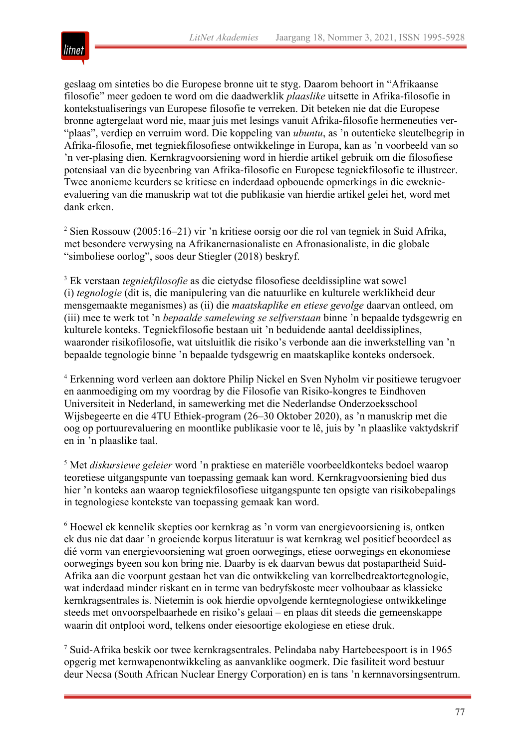geslaag om sinteties bo die Europese bronne uit te styg. Daarom behoort in "Afrikaanse filosofie" meer gedoen te word om die daadwerklik *plaaslike* uitsette in Afrika-filosofie in kontekstualiserings van Europese filosofie te verreken. Dit beteken nie dat die Europese bronne agtergelaat word nie, maar juis met lesings vanuit Afrika-filosofie hermeneuties ver-"plaas", verdiep en verruim word. Die koppeling van *ubuntu*, as 'n outentieke sleutelbegrip in Afrika-filosofie, met tegniekfilosofiese ontwikkelinge in Europa, kan as 'n voorbeeld van so 'n ver-plasing dien. Kernkragvoorsiening word in hierdie artikel gebruik om die filosofiese potensiaal van die byeenbring van Afrika-filosofie en Europese tegniekfilosofie te illustreer. Twee anonieme keurders se kritiese en inderdaad opbouende opmerkings in die eweknie-evaluering van die manuskrip wat tot die publikasie van hierdie artikel gelei het, word met dank erken.

[2] Sien Rossouw (2005:16–21) vir 'n kritiese oorsig oor die rol van tegniek in Suid Afrika, met besondere verwysing na Afrikanernasionaliste en Afronasionaliste, in die globale "simboliese oorlog", soos deur Stiegler (2018) beskryf.

[3] Ek verstaan *tegniekfilosofie* as die eietydse filosofiese deeldissipline wat sowel (i) *tegnologie* (dit is, die manipulering van die natuurlike en kulturele werklikheid deur mensgemaakte meganismes) as (ii) die *maatskaplike en etiese gevolge* daarvan ontleed, om (iii) mee te werk tot 'n *bepaalde samelewing se selfverstaan* binne 'n bepaalde tydsgewrig en kulturele konteks. Tegniekfilosofie bestaan uit 'n beduidende aantal deeldissiplines, waaronder risikofilosofie, wat uitsluitlik die risiko's verbonde aan die inwerkstelling van 'n bepaalde tegnologie binne 'n bepaalde tydsgewrig en maatskaplike konteks ondersoek.

[4] Erkenning word verleen aan doktore Philip Nickel en Sven Nyholm vir positiewe terugvoer en aanmoediging om my voordrag by die Filosofie van Risiko-kongres te Eindhoven Universiteit in Nederland, in samewerking met die Nederlandse Onderzoeksschool Wijsbegeerte en die 4TU Ethiek-program (26–30 Oktober 2020), as 'n manuskrip met die oog op portuurevaluering en moontlike publikasie voor te lê, juis by 'n plaaslike vaktydskrif en in 'n plaaslike taal.

[5] Met *diskursiewe geleier* word 'n praktiese en materiële voorbeeldkonteks bedoel waarop teoretiese uitgangspunte van toepassing gemaak kan word. Kernkragvoorsiening bied dus hier 'n konteks aan waarop tegniekfilosofiese uitgangspunte ten opsigte van risikobepalings in tegnologiese kontekste van toepassing gemaak kan word.

[6] Hoewel ek kennelik skepties oor kernkrag as 'n vorm van energievoorsiening is, ontken ek dus nie dat daar 'n groeiende korpus literatuur is wat kernkrag wel positief beoordeel as dié vorm van energievoorsiening wat groen oorwegings, etiese oorwegings en ekonomiese oorwegings byeen sou kon bring nie. Daarby is ek daarvan bewus dat postapartheid Suid-Afrika aan die voorpunt gestaan het van die ontwikkeling van korrelbedreaktortegnologie, wat inderdaad minder riskant en in terme van bedryfskoste meer volhoubaar as klassieke kernkragsentrales is. Nietemin is ook hierdie opvolgende kerntegnologiese ontwikkelinge steeds met onvoorspelbaarhede en risiko's gelaai – en plaas dit steeds die gemeenskappe waarin dit ontplooi word, telkens onder eiesoortige ekologiese en etiese druk.

[7] Suid-Afrika beskik oor twee kernkragsentrales. Pelindaba naby Hartebeespoort is in 1965 opgerig met kernwapenontwikkeling as aanvanklike oogmerk. Die fasiliteit word bestuur deur Necsa (South African Nuclear Energy Corporation) en is tans 'n kernnavorsingsentrum.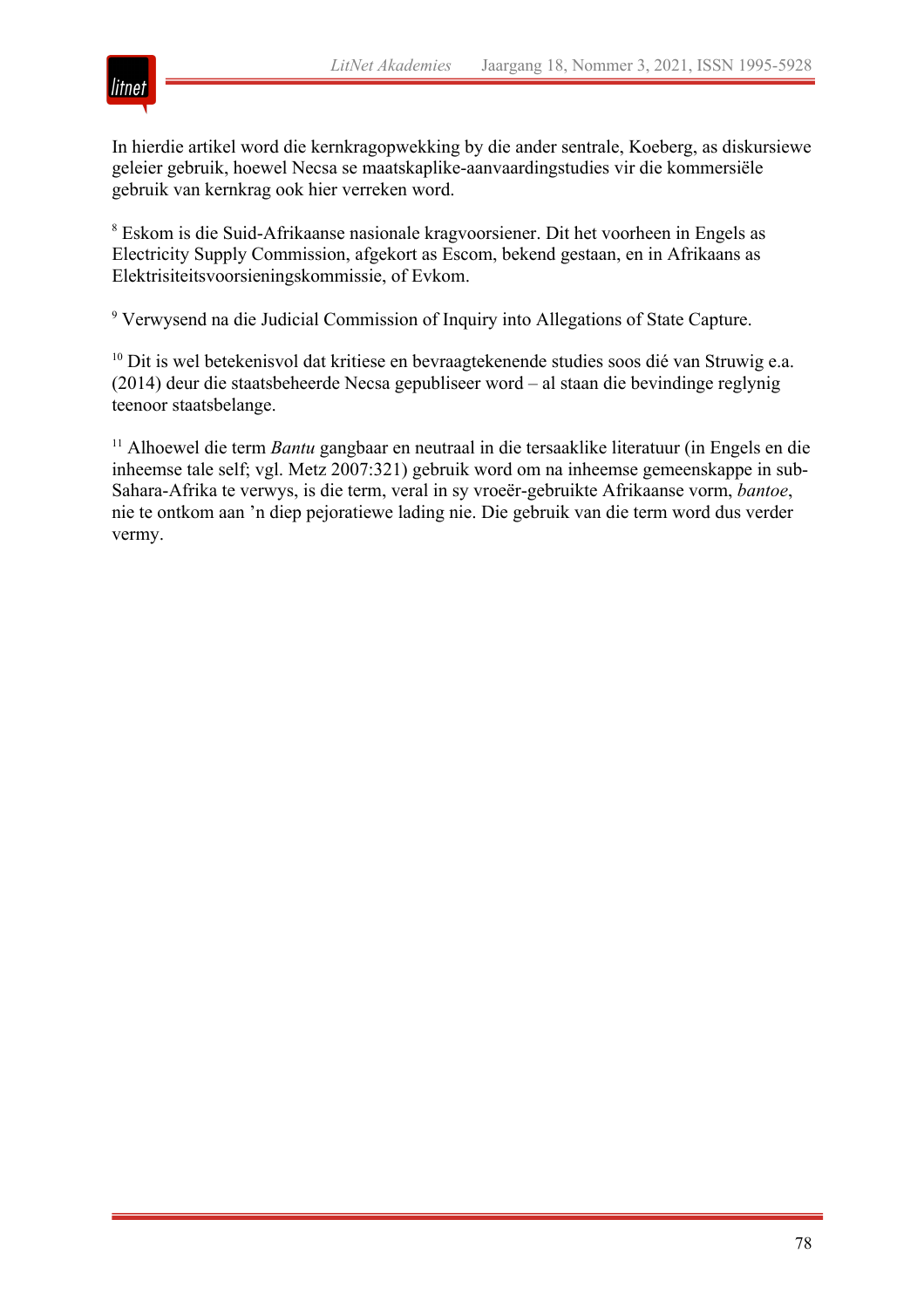In hierdie artikel word die kernkragopwekking by die ander sentrale, Koeberg, as diskursiewe geleier gebruik, hoewel Necsa se maatskaplike-aanvaardingstudies vir die kommersiële gebruik van kernkrag ook hier verreken word.

[8] Eskom is die Suid-Afrikaanse nasionale kragvoorsiener. Dit het voorheen in Engels as Electricity Supply Commission, afgekort as Escom, bekend gestaan, en in Afrikaans as Elektrisiteitsvoorsieningskommissie, of Evkom.

[9] Verwysend na die Judicial Commission of Inquiry into Allegations of State Capture.

[10] Dit is wel betekenisvol dat kritiese en bevraagtekenende studies soos dié van Struwig e.a. (2014) deur die staatsbeheerde Necsa gepubliseer word – al staan die bevindinge reglynig teenoor staatsbelange.

[11] Alhoewel die term *Bantu* gangbaar en neutraal in die tersaaklike literatuur (in Engels en die inheemse tale self; vgl. Metz 2007:321) gebruik word om na inheemse gemeenskappe in sub-Sahara-Afrika te verwys, is die term, veral in sy vroeër-gebruikte Afrikaanse vorm, *bantoe*, nie te ontkom aan 'n diep pejoratiewe lading nie. Die gebruik van die term word dus verder vermy.